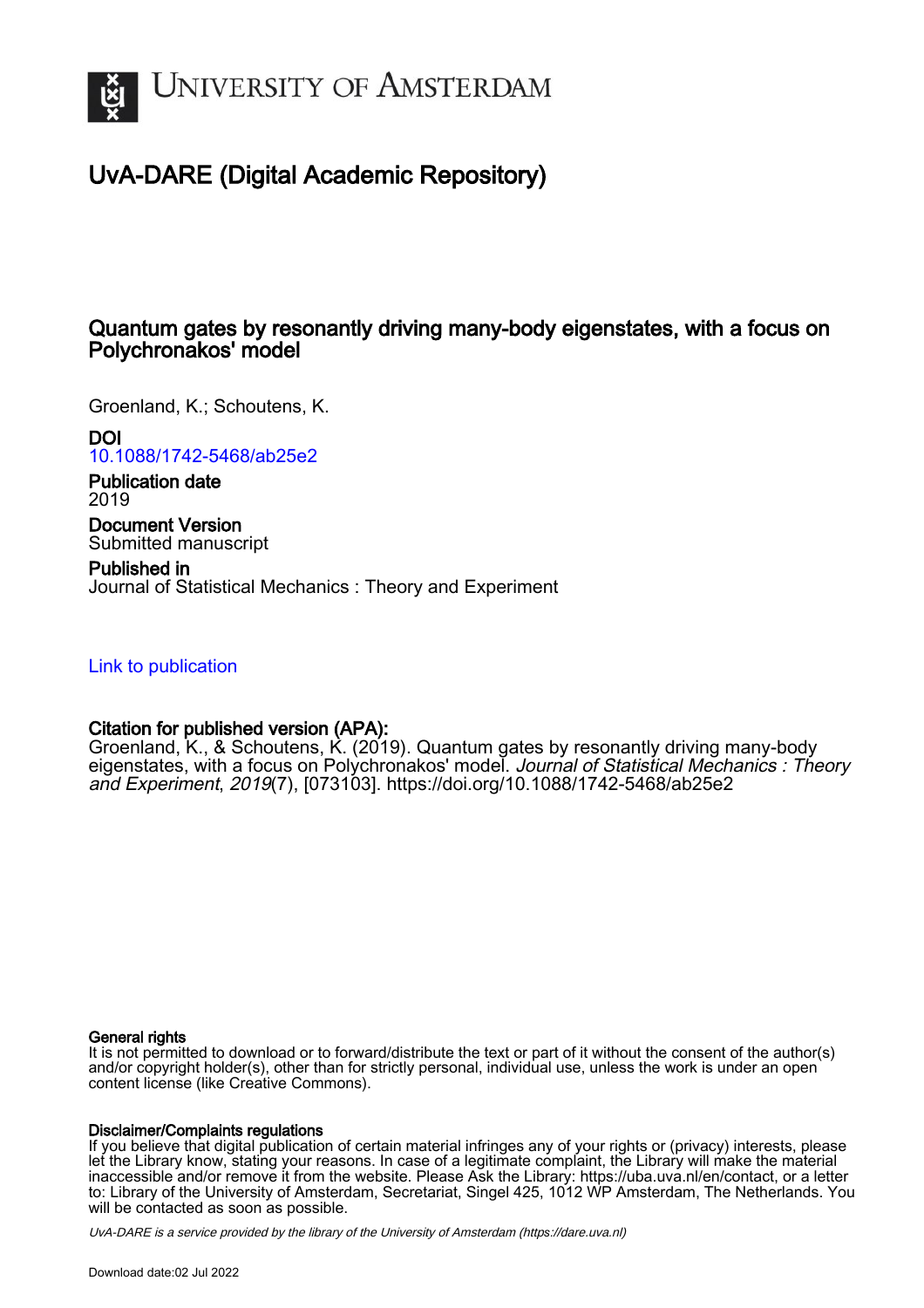UNIVERSITY OF AMSTERDAM

# UvA-DARE (Digital Academic Repository)

## Quantum gates by resonantly driving many-body eigenstates, with a focus on Polychronakos' model

Groenland, K.; Schoutens, K.

**DOI**
10.1088/1742-5468/ab25e2

**Publication date**
2019

**Document Version**
Submitted manuscript

**Published in**
Journal of Statistical Mechanics : Theory and Experiment

Link to publication

**Citation for published version (APA):**
Groenland, K., & Schoutens, K. (2019). Quantum gates by resonantly driving many-body eigenstates, with a focus on Polychronakos' model. *Journal of Statistical Mechanics : Theory and Experiment*, *2019*(7), [073103]. https://doi.org/10.1088/1742-5468/ab25e2

**General rights**
It is not permitted to download or to forward/distribute the text or part of it without the consent of the author(s) and/or copyright holder(s), other than for strictly personal, individual use, unless the work is under an open content license (like Creative Commons).

**Disclaimer/Complaints regulations**
If you believe that digital publication of certain material infringes any of your rights or (privacy) interests, please let the Library know, stating your reasons. In case of a legitimate complaint, the Library will make the material inaccessible and/or remove it from the website. Please Ask the Library: https://uba.uva.nl/en/contact, or a letter to: Library of the University of Amsterdam, Secretariat, Singel 425, 1012 WP Amsterdam, The Netherlands. You will be contacted as soon as possible.

UvA-DARE is a service provided by the library of the University of Amsterdam (https://dare.uva.nl)

Download date:02 Jul 2022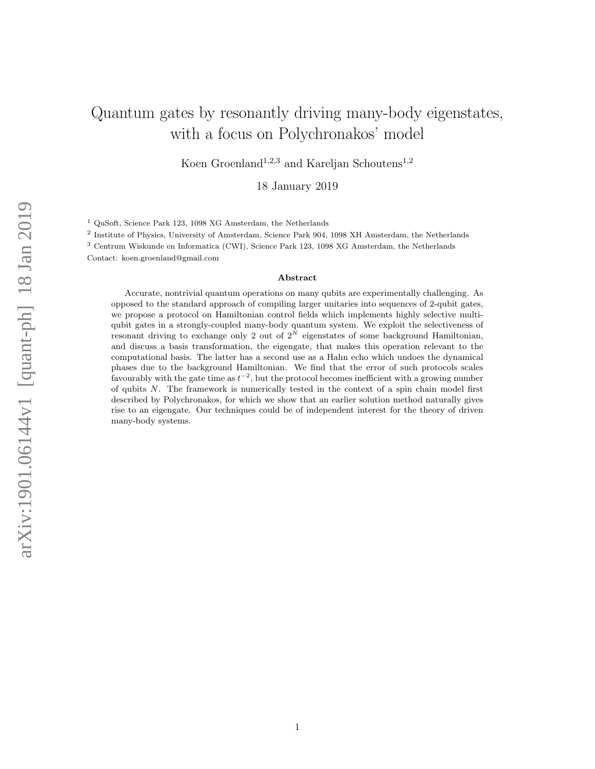# Quantum gates by resonantly driving many-body eigenstates, with a focus on Polychronakos' model

Koen Groenland[1,2,3] and Kareljan Schoutens[1,2]

18 January 2019

[1] QuSoft, Science Park 123, 1098 XG Amsterdam, the Netherlands

[2] Institute of Physics, University of Amsterdam, Science Park 904, 1098 XH Amsterdam, the Netherlands

[3] Centrum Wiskunde en Informatica (CWI), Science Park 123, 1098 XG Amsterdam, the Netherlands

Contact: koen.groenland@gmail.com

### Abstract

Accurate, nontrivial quantum operations on many qubits are experimentally challenging. As opposed to the standard approach of compiling larger unitaries into sequences of 2-qubit gates, we propose a protocol on Hamiltonian control fields which implements highly selective multi-qubit gates in a strongly-coupled many-body quantum system. We exploit the selectiveness of resonant driving to exchange only 2 out of $2^N$ eigenstates of some background Hamiltonian, and discuss a basis transformation, the eigengate, that makes this operation relevant to the computational basis. The latter has a second use as a Hahn echo which undoes the dynamical phases due to the background Hamiltonian. We find that the error of such protocols scales favourably with the gate time as $t^{-2}$, but the protocol becomes inefficient with a growing number of qubits $N$. The framework is numerically tested in the context of a spin chain model first described by Polychronakos, for which we show that an earlier solution method naturally gives rise to an eigengate. Our techniques could be of independent interest for the theory of driven many-body systems.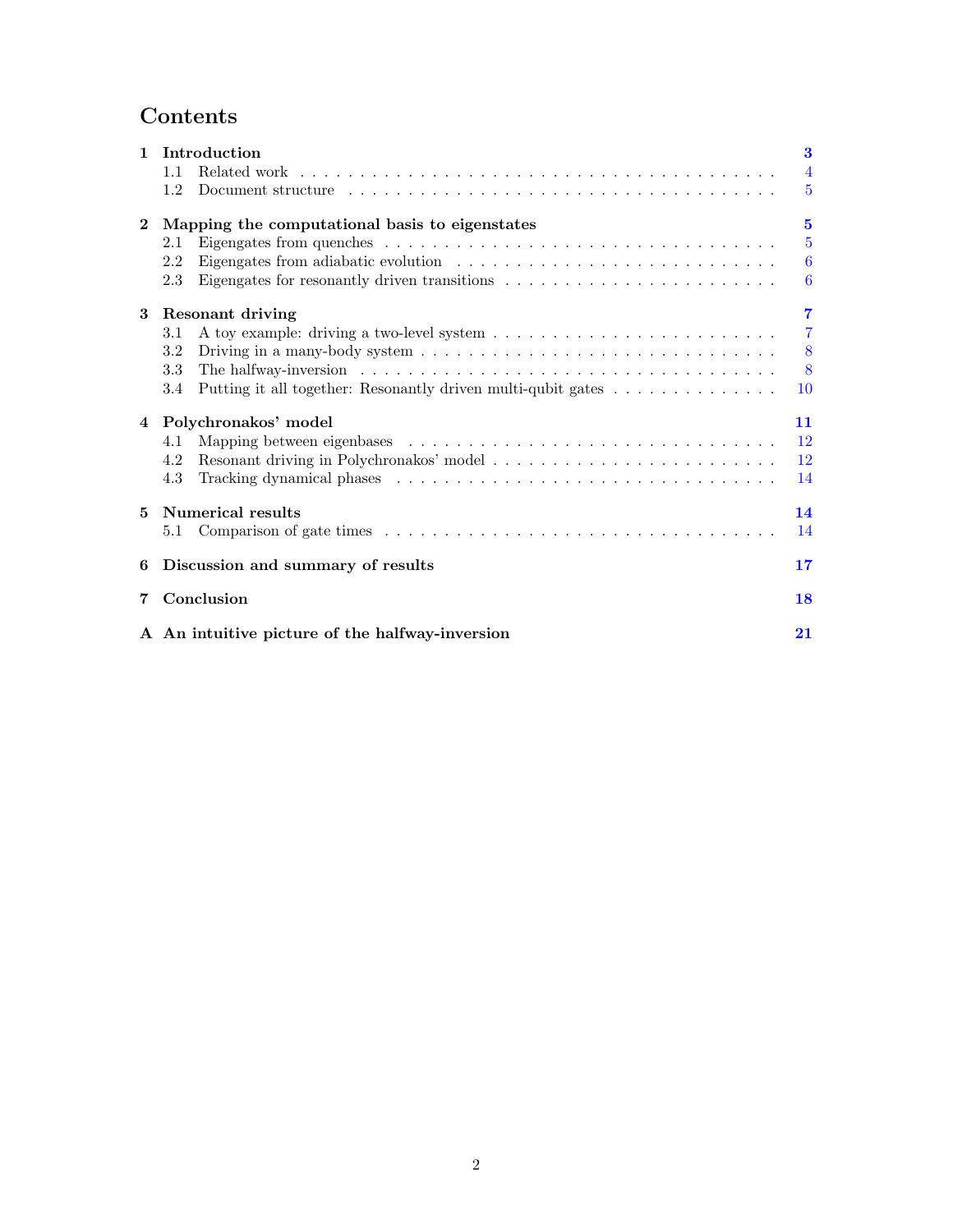# Contents

| | | |
|---|---|---|
| **1** | **Introduction** | **3** |
| | 1.1 Related work | 4 |
| | 1.2 Document structure | 5 |
| **2** | **Mapping the computational basis to eigenstates** | **5** |
| | 2.1 Eigengates from quenches | 5 |
| | 2.2 Eigengates from adiabatic evolution | 6 |
| | 2.3 Eigengates for resonantly driven transitions | 6 |
| **3** | **Resonant driving** | **7** |
| | 3.1 A toy example: driving a two-level system | 7 |
| | 3.2 Driving in a many-body system | 8 |
| | 3.3 The halfway-inversion | 8 |
| | 3.4 Putting it all together: Resonantly driven multi-qubit gates | 10 |
| **4** | **Polychronakos' model** | **11** |
| | 4.1 Mapping between eigenbases | 12 |
| | 4.2 Resonant driving in Polychronakos' model | 12 |
| | 4.3 Tracking dynamical phases | 14 |
| **5** | **Numerical results** | **14** |
| | 5.1 Comparison of gate times | 14 |
| **6** | **Discussion and summary of results** | **17** |
| **7** | **Conclusion** | **18** |
| **A** | **An intuitive picture of the halfway-inversion** | **21** |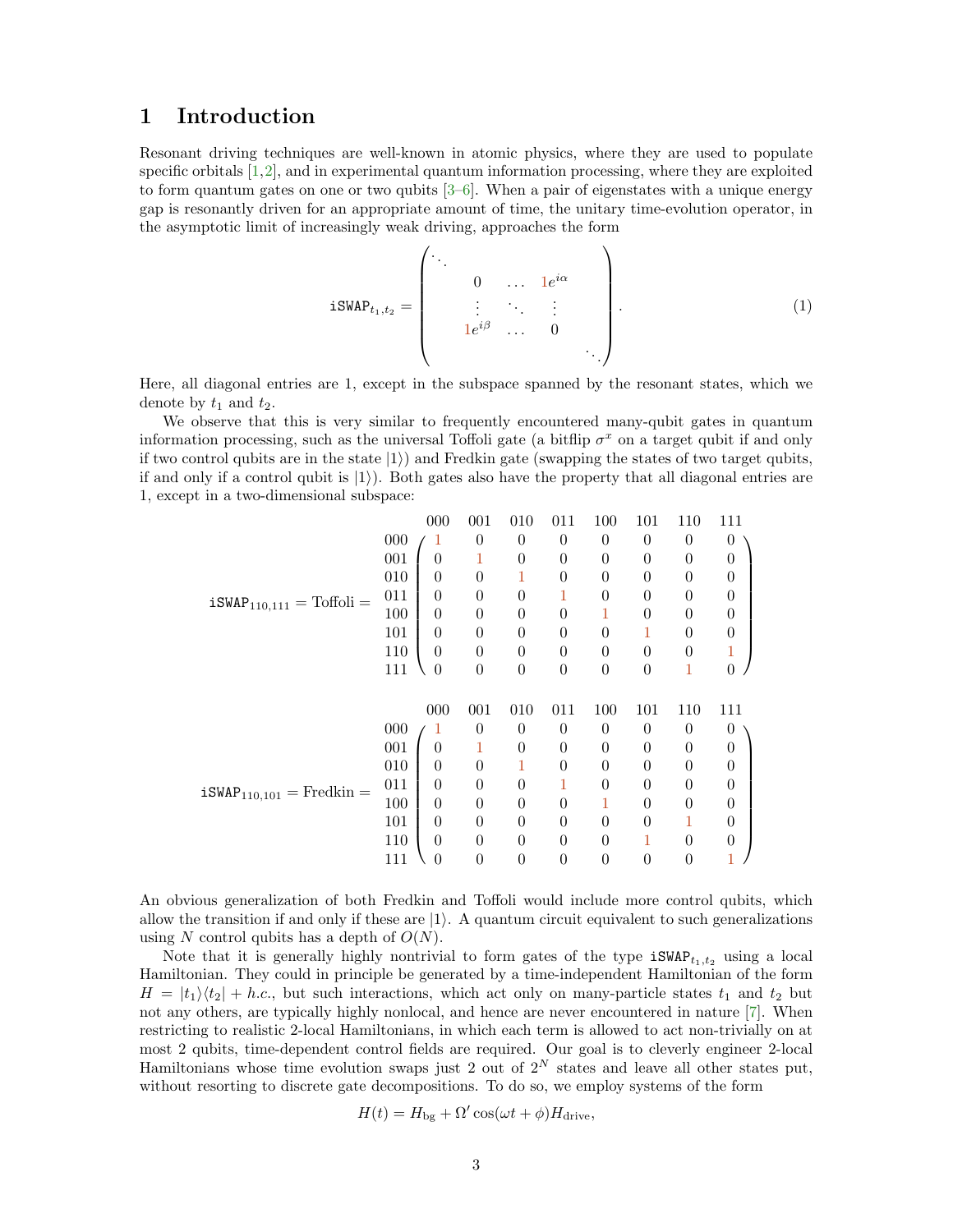# 1 Introduction

Resonant driving techniques are well-known in atomic physics, where they are used to populate specific orbitals [1,2], and in experimental quantum information processing, where they are exploited to form quantum gates on one or two qubits [3–6]. When a pair of eigenstates with a unique energy gap is resonantly driven for an appropriate amount of time, the unitary time-evolution operator, in the asymptotic limit of increasingly weak driving, approaches the form

$$\texttt{iSWAP}_{t_1,t_2} = \begin{pmatrix} \ddots & & & & \\ & 0 & \dots & 1e^{i\alpha} & \\ & \vdots & \ddots & \vdots & \\ & 1e^{i\beta} & \dots & 0 & \\ & & & & \ddots \end{pmatrix}. \tag{1}$$

Here, all diagonal entries are 1, except in the subspace spanned by the resonant states, which we denote by $t_1$ and $t_2$.

We observe that this is very similar to frequently encountered many-qubit gates in quantum information processing, such as the universal Toffoli gate (a bitflip $\sigma^x$ on a target qubit if and only if two control qubits are in the state $|1\rangle$) and Fredkin gate (swapping the states of two target qubits, if and only if a control qubit is $|1\rangle$). Both gates also have the property that all diagonal entries are 1, except in a two-dimensional subspace:

$$\texttt{iSWAP}_{110,111} = \text{Toffoli} = \begin{array}{c} \\ 000 \\ 001 \\ 010 \\ 011 \\ 100 \\ 101 \\ 110 \\ 111 \end{array} \begin{array}{c} \begin{array}{cccccccc} 000 & 001 & 010 & 011 & 100 & 101 & 110 & 111 \end{array} \\ \begin{pmatrix} 1 & 0 & 0 & 0 & 0 & 0 & 0 & 0 \\ 0 & 1 & 0 & 0 & 0 & 0 & 0 & 0 \\ 0 & 0 & 1 & 0 & 0 & 0 & 0 & 0 \\ 0 & 0 & 0 & 1 & 0 & 0 & 0 & 0 \\ 0 & 0 & 0 & 0 & 1 & 0 & 0 & 0 \\ 0 & 0 & 0 & 0 & 0 & 1 & 0 & 0 \\ 0 & 0 & 0 & 0 & 0 & 0 & 0 & 1 \\ 0 & 0 & 0 & 0 & 0 & 0 & 1 & 0 \end{pmatrix} \end{array}$$

$$\texttt{iSWAP}_{110,101} = \text{Fredkin} = \begin{array}{c} \\ 000 \\ 001 \\ 010 \\ 011 \\ 100 \\ 101 \\ 110 \\ 111 \end{array} \begin{array}{c} \begin{array}{cccccccc} 000 & 001 & 010 & 011 & 100 & 101 & 110 & 111 \end{array} \\ \begin{pmatrix} 1 & 0 & 0 & 0 & 0 & 0 & 0 & 0 \\ 0 & 1 & 0 & 0 & 0 & 0 & 0 & 0 \\ 0 & 0 & 1 & 0 & 0 & 0 & 0 & 0 \\ 0 & 0 & 0 & 1 & 0 & 0 & 0 & 0 \\ 0 & 0 & 0 & 0 & 1 & 0 & 0 & 0 \\ 0 & 0 & 0 & 0 & 0 & 0 & 1 & 0 \\ 0 & 0 & 0 & 0 & 0 & 1 & 0 & 0 \\ 0 & 0 & 0 & 0 & 0 & 0 & 0 & 1 \end{pmatrix} \end{array}$$

An obvious generalization of both Fredkin and Toffoli would include more control qubits, which allow the transition if and only if these are $|1\rangle$. A quantum circuit equivalent to such generalizations using $N$ control qubits has a depth of $O(N)$.

Note that it is generally highly nontrivial to form gates of the type $\texttt{iSWAP}_{t_1,t_2}$ using a local Hamiltonian. They could in principle be generated by a time-independent Hamiltonian of the form $H = |t_1\rangle\langle t_2| + h.c.$, but such interactions, which act only on many-particle states $t_1$ and $t_2$ but not any others, are typically highly nonlocal, and hence are never encountered in nature [7]. When restricting to realistic 2-local Hamiltonians, in which each term is allowed to act non-trivially on at most 2 qubits, time-dependent control fields are required. Our goal is to cleverly engineer 2-local Hamiltonians whose time evolution swaps just 2 out of $2^N$ states and leave all other states put, without resorting to discrete gate decompositions. To do so, we employ systems of the form

$$H(t) = H_{\text{bg}} + \Omega' \cos(\omega t + \phi) H_{\text{drive}},$$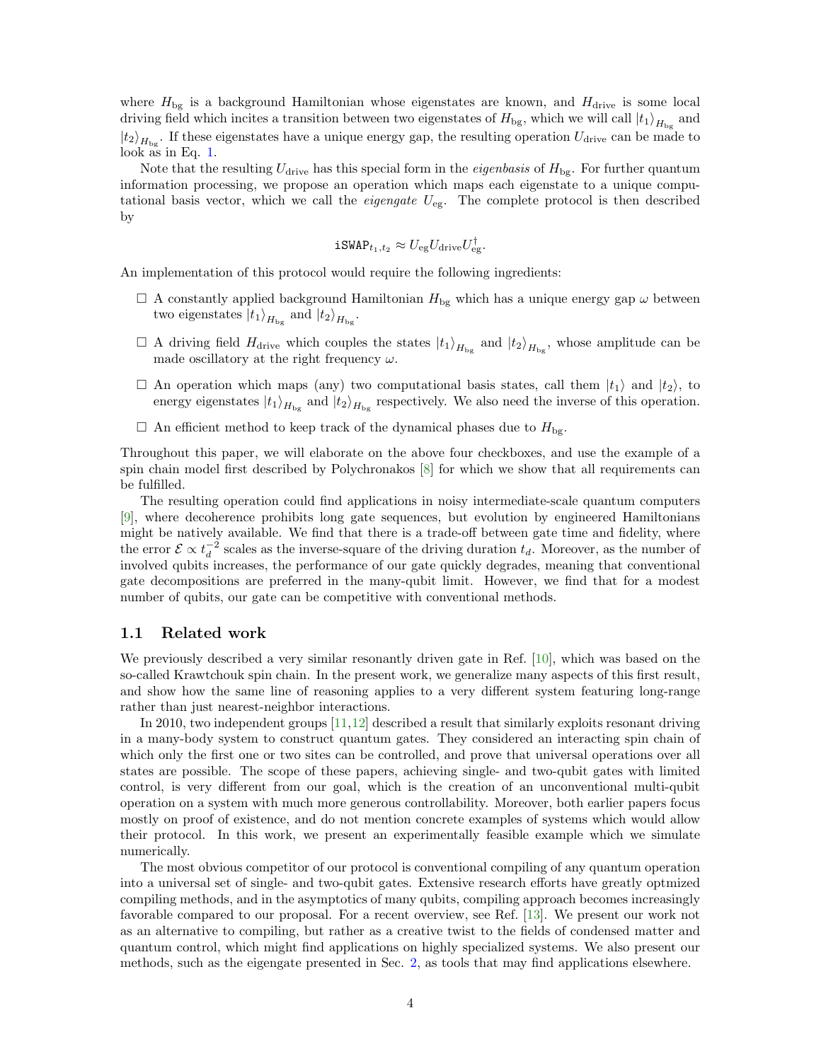where $H_{\text{bg}}$ is a background Hamiltonian whose eigenstates are known, and $H_{\text{drive}}$ is some local driving field which incites a transition between two eigenstates of $H_{\text{bg}}$, which we will call $|t_1\rangle_{H_{\text{bg}}}$ and $|t_2\rangle_{H_{\text{bg}}}$. If these eigenstates have a unique energy gap, the resulting operation $U_{\text{drive}}$ can be made to look as in Eq. 1.

Note that the resulting $U_{\text{drive}}$ has this special form in the *eigenbasis* of $H_{\text{bg}}$. For further quantum information processing, we propose an operation which maps each eigenstate to a unique computational basis vector, which we call the *eigengate* $U_{\text{eg}}$. The complete protocol is then described by

$$\texttt{iSWAP}_{t_1,t_2} \approx U_{\text{eg}} U_{\text{drive}} U_{\text{eg}}^{\dagger}.$$

An implementation of this protocol would require the following ingredients:

- ☐ A constantly applied background Hamiltonian $H_{\text{bg}}$ which has a unique energy gap $\omega$ between two eigenstates $|t_1\rangle_{H_{\text{bg}}}$ and $|t_2\rangle_{H_{\text{bg}}}$.
- ☐ A driving field $H_{\text{drive}}$ which couples the states $|t_1\rangle_{H_{\text{bg}}}$ and $|t_2\rangle_{H_{\text{bg}}}$, whose amplitude can be made oscillatory at the right frequency $\omega$.
- ☐ An operation which maps (any) two computational basis states, call them $|t_1\rangle$ and $|t_2\rangle$, to energy eigenstates $|t_1\rangle_{H_{\text{bg}}}$ and $|t_2\rangle_{H_{\text{bg}}}$ respectively. We also need the inverse of this operation.
- ☐ An efficient method to keep track of the dynamical phases due to $H_{\text{bg}}$.

Throughout this paper, we will elaborate on the above four checkboxes, and use the example of a spin chain model first described by Polychronakos [8] for which we show that all requirements can be fulfilled.

The resulting operation could find applications in noisy intermediate-scale quantum computers [9], where decoherence prohibits long gate sequences, but evolution by engineered Hamiltonians might be natively available. We find that there is a trade-off between gate time and fidelity, where the error $\mathcal{E} \propto t_d^{-2}$ scales as the inverse-square of the driving duration $t_d$. Moreover, as the number of involved qubits increases, the performance of our gate quickly degrades, meaning that conventional gate decompositions are preferred in the many-qubit limit. However, we find that for a modest number of qubits, our gate can be competitive with conventional methods.

## 1.1 Related work

We previously described a very similar resonantly driven gate in Ref. [10], which was based on the so-called Krawtchouk spin chain. In the present work, we generalize many aspects of this first result, and show how the same line of reasoning applies to a very different system featuring long-range rather than just nearest-neighbor interactions.

In 2010, two independent groups [11,12] described a result that similarly exploits resonant driving in a many-body system to construct quantum gates. They considered an interacting spin chain of which only the first one or two sites can be controlled, and prove that universal operations over all states are possible. The scope of these papers, achieving single- and two-qubit gates with limited control, is very different from our goal, which is the creation of an unconventional multi-qubit operation on a system with much more generous controllability. Moreover, both earlier papers focus mostly on proof of existence, and do not mention concrete examples of systems which would allow their protocol. In this work, we present an experimentally feasible example which we simulate numerically.

The most obvious competitor of our protocol is conventional compiling of any quantum operation into a universal set of single- and two-qubit gates. Extensive research efforts have greatly optmized compiling methods, and in the asymptotics of many qubits, compiling approach becomes increasingly favorable compared to our proposal. For a recent overview, see Ref. [13]. We present our work not as an alternative to compiling, but rather as a creative twist to the fields of condensed matter and quantum control, which might find applications on highly specialized systems. We also present our methods, such as the eigengate presented in Sec. 2, as tools that may find applications elsewhere.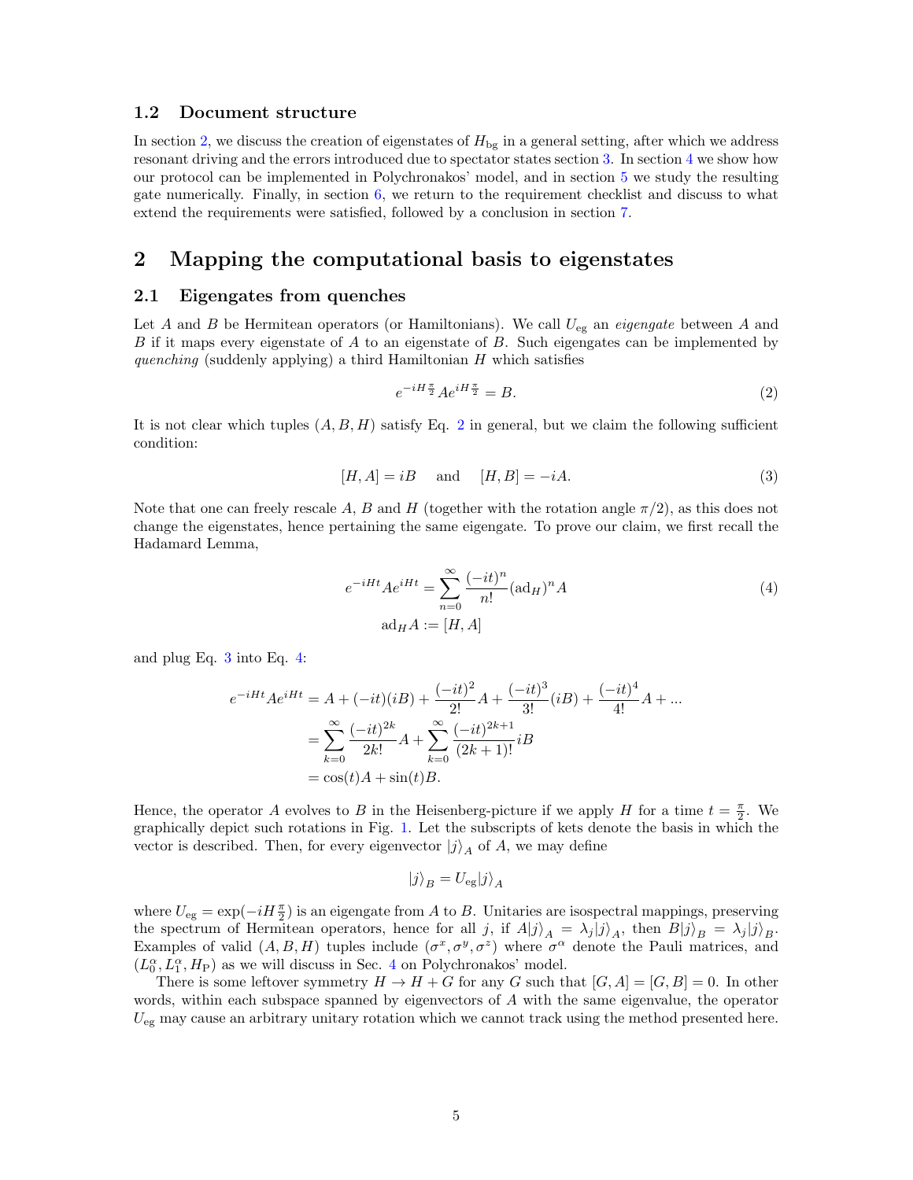### 1.2 Document structure

In section 2, we discuss the creation of eigenstates of $H_{\text{bg}}$ in a general setting, after which we address resonant driving and the errors introduced due to spectator states section 3. In section 4 we show how our protocol can be implemented in Polychronakos' model, and in section 5 we study the resulting gate numerically. Finally, in section 6, we return to the requirement checklist and discuss to what extend the requirements were satisfied, followed by a conclusion in section 7.

## 2 Mapping the computational basis to eigenstates

### 2.1 Eigengates from quenches

Let $A$ and $B$ be Hermitean operators (or Hamiltonians). We call $U_{\text{eg}}$ an *eigengate* between $A$ and $B$ if it maps every eigenstate of $A$ to an eigenstate of $B$. Such eigengates can be implemented by *quenching* (suddenly applying) a third Hamiltonian $H$ which satisfies

$$e^{-iH\frac{\pi}{2}}Ae^{iH\frac{\pi}{2}} = B. \tag{2}$$

It is not clear which tuples $(A, B, H)$ satisfy Eq. 2 in general, but we claim the following sufficient condition:

$$[H, A] = iB \quad \text{and} \quad [H, B] = -iA. \tag{3}$$

Note that one can freely rescale $A$, $B$ and $H$ (together with the rotation angle $\pi/2$), as this does not change the eigenstates, hence pertaining the same eigengate. To prove our claim, we first recall the Hadamard Lemma,

$$\begin{aligned} e^{-iHt}Ae^{iHt} &= \sum_{n=0}^{\infty}\frac{(-it)^n}{n!}(\text{ad}_H)^n A \\ \text{ad}_H A &:= [H, A] \end{aligned} \tag{4}$$

and plug Eq. 3 into Eq. 4:

$$\begin{aligned} e^{-iHt}Ae^{iHt} &= A + (-it)(iB) + \frac{(-it)^2}{2!}A + \frac{(-it)^3}{3!}(iB) + \frac{(-it)^4}{4!}A + ... \\ &= \sum_{k=0}^{\infty}\frac{(-it)^{2k}}{2k!}A + \sum_{k=0}^{\infty}\frac{(-it)^{2k+1}}{(2k+1)!}iB \\ &= \cos(t)A + \sin(t)B. \end{aligned}$$

Hence, the operator $A$ evolves to $B$ in the Heisenberg-picture if we apply $H$ for a time $t = \frac{\pi}{2}$. We graphically depict such rotations in Fig. 1. Let the subscripts of kets denote the basis in which the vector is described. Then, for every eigenvector $|j\rangle_A$ of $A$, we may define

$$|j\rangle_B = U_{\text{eg}}|j\rangle_A$$

where $U_{\text{eg}} = \exp(-iH\frac{\pi}{2})$ is an eigengate from $A$ to $B$. Unitaries are isospectral mappings, preserving the spectrum of Hermitean operators, hence for all $j$, if $A|j\rangle_A = \lambda_j|j\rangle_A$, then $B|j\rangle_B = \lambda_j|j\rangle_B$. Examples of valid $(A, B, H)$ tuples include $(\sigma^x, \sigma^y, \sigma^z)$ where $\sigma^\alpha$ denote the Pauli matrices, and $(L_0^\alpha, L_1^\alpha, H_{\text{P}})$ as we will discuss in Sec. 4 on Polychronakos' model.

There is some leftover symmetry $H \to H + G$ for any $G$ such that $[G, A] = [G, B] = 0$. In other words, within each subspace spanned by eigenvectors of $A$ with the same eigenvalue, the operator $U_{\text{eg}}$ may cause an arbitrary unitary rotation which we cannot track using the method presented here.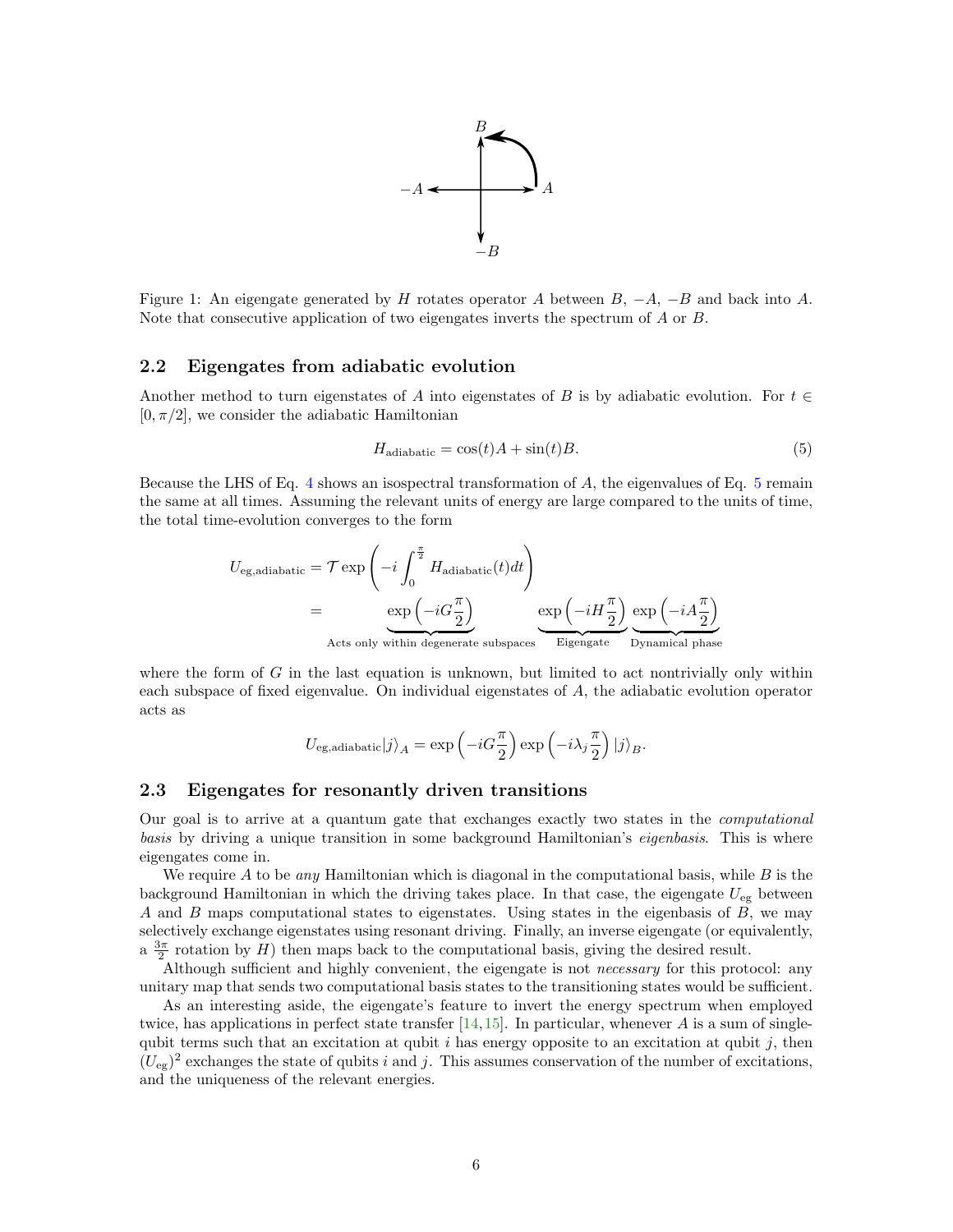Figure 1: An eigengate generated by $H$ rotates operator $A$ between $B$, $-A$, $-B$ and back into $A$. Note that consecutive application of two eigengates inverts the spectrum of $A$ or $B$.

### 2.2 Eigengates from adiabatic evolution

Another method to turn eigenstates of $A$ into eigenstates of $B$ is by adiabatic evolution. For $t \in [0, \pi/2]$, we consider the adiabatic Hamiltonian

$$H_{\text{adiabatic}} = \cos(t)A + \sin(t)B. \tag{5}$$

Because the LHS of Eq. 4 shows an isospectral transformation of $A$, the eigenvalues of Eq. 5 remain the same at all times. Assuming the relevant units of energy are large compared to the units of time, the total time-evolution converges to the form

$$\begin{aligned} U_{\text{eg,adiabatic}} &= \mathcal{T} \exp\left(-i \int_0^{\frac{\pi}{2}} H_{\text{adiabatic}}(t) dt\right) \\ &= \underbrace{\exp\left(-iG\frac{\pi}{2}\right)}_{\text{Acts only within degenerate subspaces}} \underbrace{\exp\left(-iH\frac{\pi}{2}\right)}_{\text{Eigengate}} \underbrace{\exp\left(-iA\frac{\pi}{2}\right)}_{\text{Dynamical phase}} \end{aligned}$$

where the form of $G$ in the last equation is unknown, but limited to act nontrivially only within each subspace of fixed eigenvalue. On individual eigenstates of $A$, the adiabatic evolution operator acts as

$$U_{\text{eg,adiabatic}} |j\rangle_A = \exp\left(-iG\frac{\pi}{2}\right) \exp\left(-i\lambda_j \frac{\pi}{2}\right) |j\rangle_B.$$

### 2.3 Eigengates for resonantly driven transitions

Our goal is to arrive at a quantum gate that exchanges exactly two states in the *computational basis* by driving a unique transition in some background Hamiltonian's *eigenbasis*. This is where eigengates come in.

We require $A$ to be *any* Hamiltonian which is diagonal in the computational basis, while $B$ is the background Hamiltonian in which the driving takes place. In that case, the eigengate $U_{\text{eg}}$ between $A$ and $B$ maps computational states to eigenstates. Using states in the eigenbasis of $B$, we may selectively exchange eigenstates using resonant driving. Finally, an inverse eigengate (or equivalently, a $\frac{3\pi}{2}$ rotation by $H$) then maps back to the computational basis, giving the desired result.

Although sufficient and highly convenient, the eigengate is not *necessary* for this protocol: any unitary map that sends two computational basis states to the transitioning states would be sufficient.

As an interesting aside, the eigengate's feature to invert the energy spectrum when employed twice, has applications in perfect state transfer [14,15]. In particular, whenever $A$ is a sum of single-qubit terms such that an excitation at qubit $i$ has energy opposite to an excitation at qubit $j$, then $(U_{\text{eg}})^2$ exchanges the state of qubits $i$ and $j$. This assumes conservation of the number of excitations, and the uniqueness of the relevant energies.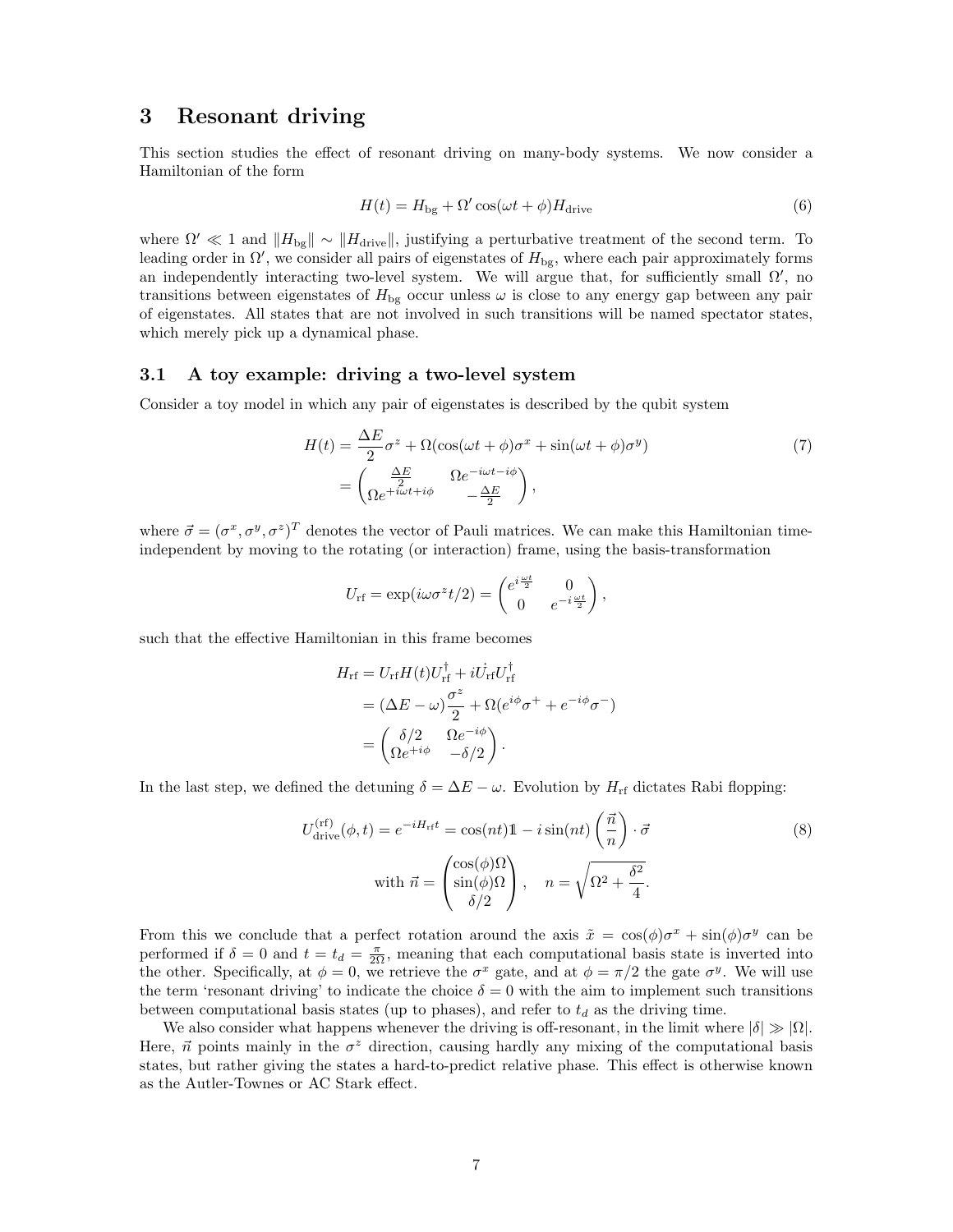## 3 Resonant driving

This section studies the effect of resonant driving on many-body systems. We now consider a Hamiltonian of the form

$$H(t) = H_{\text{bg}} + \Omega' \cos(\omega t + \phi) H_{\text{drive}} \tag{6}$$

where $\Omega' \ll 1$ and $\|H_{\text{bg}}\| \sim \|H_{\text{drive}}\|$, justifying a perturbative treatment of the second term. To leading order in $\Omega'$, we consider all pairs of eigenstates of $H_{\text{bg}}$, where each pair approximately forms an independently interacting two-level system. We will argue that, for sufficiently small $\Omega'$, no transitions between eigenstates of $H_{\text{bg}}$ occur unless $\omega$ is close to any energy gap between any pair of eigenstates. All states that are not involved in such transitions will be named spectator states, which merely pick up a dynamical phase.

### 3.1 A toy example: driving a two-level system

Consider a toy model in which any pair of eigenstates is described by the qubit system

$$\begin{aligned} H(t) &= \frac{\Delta E}{2}\sigma^z + \Omega(\cos(\omega t + \phi)\sigma^x + \sin(\omega t + \phi)\sigma^y) \\ &= \begin{pmatrix} \frac{\Delta E}{2} & \Omega e^{-i\omega t - i\phi} \\ \Omega e^{+i\omega t + i\phi} & -\frac{\Delta E}{2} \end{pmatrix}, \end{aligned} \tag{7}$$

where $\vec{\sigma} = (\sigma^x, \sigma^y, \sigma^z)^T$ denotes the vector of Pauli matrices. We can make this Hamiltonian time-independent by moving to the rotating (or interaction) frame, using the basis-transformation

$$U_{\text{rf}} = \exp(i\omega\sigma^z t/2) = \begin{pmatrix} e^{i\frac{\omega t}{2}} & 0 \\ 0 & e^{-i\frac{\omega t}{2}} \end{pmatrix},$$

such that the effective Hamiltonian in this frame becomes

$$\begin{aligned} H_{\text{rf}} &= U_{\text{rf}} H(t) U_{\text{rf}}^\dagger + i\dot{U}_{\text{rf}} U_{\text{rf}}^\dagger \\ &= (\Delta E - \omega)\frac{\sigma^z}{2} + \Omega(e^{i\phi}\sigma^+ + e^{-i\phi}\sigma^-) \\ &= \begin{pmatrix} \delta/2 & \Omega e^{-i\phi} \\ \Omega e^{+i\phi} & -\delta/2 \end{pmatrix}. \end{aligned}$$

In the last step, we defined the detuning $\delta = \Delta E - \omega$. Evolution by $H_{\text{rf}}$ dictates Rabi flopping:

$$\begin{gathered} U_{\text{drive}}^{(\text{rf})}(\phi, t) = e^{-iH_{\text{rf}}t} = \cos(nt)\mathbb{1} - i\sin(nt)\left(\frac{\vec{n}}{n}\right)\cdot\vec{\sigma} \\ \text{with } \vec{n} = \begin{pmatrix} \cos(\phi)\Omega \\ \sin(\phi)\Omega \\ \delta/2 \end{pmatrix}, \quad n = \sqrt{\Omega^2 + \frac{\delta^2}{4}}. \end{gathered} \tag{8}$$

From this we conclude that a perfect rotation around the axis $\tilde{x} = \cos(\phi)\sigma^x + \sin(\phi)\sigma^y$ can be performed if $\delta = 0$ and $t = t_d = \frac{\pi}{2\Omega}$, meaning that each computational basis state is inverted into the other. Specifically, at $\phi = 0$, we retrieve the $\sigma^x$ gate, and at $\phi = \pi/2$ the gate $\sigma^y$. We will use the term 'resonant driving' to indicate the choice $\delta = 0$ with the aim to implement such transitions between computational basis states (up to phases), and refer to $t_d$ as the driving time.

We also consider what happens whenever the driving is off-resonant, in the limit where $|\delta| \gg |\Omega|$. Here, $\vec{n}$ points mainly in the $\sigma^z$ direction, causing hardly any mixing of the computational basis states, but rather giving the states a hard-to-predict relative phase. This effect is otherwise known as the Autler-Townes or AC Stark effect.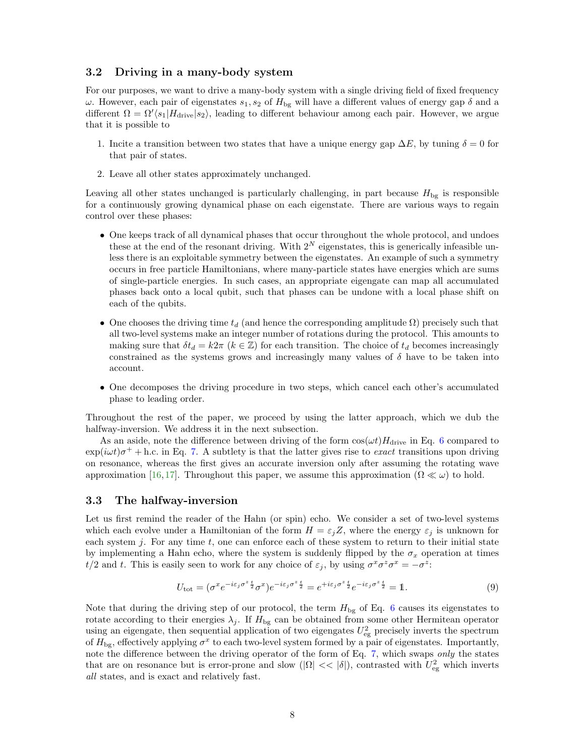### 3.2 Driving in a many-body system

For our purposes, we want to drive a many-body system with a single driving field of fixed frequency $\omega$. However, each pair of eigenstates $s_1, s_2$ of $H_{\mathrm{bg}}$ will have a different values of energy gap $\delta$ and a different $\Omega = \Omega' \langle s_1 | H_{\mathrm{drive}} | s_2 \rangle$, leading to different behaviour among each pair. However, we argue that it is possible to

1. Incite a transition between two states that have a unique energy gap $\Delta E$, by tuning $\delta = 0$ for that pair of states.
2. Leave all other states approximately unchanged.

Leaving all other states unchanged is particularly challenging, in part because $H_{\mathrm{bg}}$ is responsible for a continuously growing dynamical phase on each eigenstate. There are various ways to regain control over these phases:

- One keeps track of all dynamical phases that occur throughout the whole protocol, and undoes these at the end of the resonant driving. With $2^N$ eigenstates, this is generically infeasible unless there is an exploitable symmetry between the eigenstates. An example of such a symmetry occurs in free particle Hamiltonians, where many-particle states have energies which are sums of single-particle energies. In such cases, an appropriate eigengate can map all accumulated phases back onto a local qubit, such that phases can be undone with a local phase shift on each of the qubits.
- One chooses the driving time $t_d$ (and hence the corresponding amplitude $\Omega$) precisely such that all two-level systems make an integer number of rotations during the protocol. This amounts to making sure that $\delta t_d = k 2\pi$ ($k \in \mathbb{Z}$) for each transition. The choice of $t_d$ becomes increasingly constrained as the systems grows and increasingly many values of $\delta$ have to be taken into account.
- One decomposes the driving procedure in two steps, which cancel each other's accumulated phase to leading order.

Throughout the rest of the paper, we proceed by using the latter approach, which we dub the halfway-inversion. We address it in the next subsection.

As an aside, note the difference between driving of the form $\cos(\omega t) H_{\mathrm{drive}}$ in Eq. 6 compared to $\exp(i\omega t)\sigma^+ + \mathrm{h.c.}$ in Eq. 7. A subtlety is that the latter gives rise to *exact* transitions upon driving on resonance, whereas the first gives an accurate inversion only after assuming the rotating wave approximation [16,17]. Throughout this paper, we assume this approximation ($\Omega \ll \omega$) to hold.

### 3.3 The halfway-inversion

Let us first remind the reader of the Hahn (or spin) echo. We consider a set of two-level systems which each evolve under a Hamiltonian of the form $H = \varepsilon_j Z$, where the energy $\varepsilon_j$ is unknown for each system $j$. For any time $t$, one can enforce each of these system to return to their initial state by implementing a Hahn echo, where the system is suddenly flipped by the $\sigma_x$ operation at times $t/2$ and $t$. This is easily seen to work for any choice of $\varepsilon_j$, by using $\sigma^x \sigma^z \sigma^x = -\sigma^z$:

$$U_{\mathrm{tot}} = (\sigma^x e^{-i\varepsilon_j \sigma^z \frac{t}{2}} \sigma^x) e^{-i\varepsilon_j \sigma^z \frac{t}{2}} = e^{+i\varepsilon_j \sigma^z \frac{t}{2}} e^{-i\varepsilon_j \sigma^z \frac{t}{2}} = \mathbb{1}. \tag{9}$$

Note that during the driving step of our protocol, the term $H_{\mathrm{bg}}$ of Eq. 6 causes its eigenstates to rotate according to their energies $\lambda_j$. If $H_{\mathrm{bg}}$ can be obtained from some other Hermitean operator using an eigengate, then sequential application of two eigengates $U_{\mathrm{eg}}^2$ precisely inverts the spectrum of $H_{\mathrm{bg}}$, effectively applying $\sigma^x$ to each two-level system formed by a pair of eigenstates. Importantly, note the difference between the driving operator of the form of Eq. 7, which swaps *only* the states that are on resonance but is error-prone and slow ($|\Omega| << |\delta|$), contrasted with $U_{\mathrm{eg}}^2$ which inverts *all* states, and is exact and relatively fast.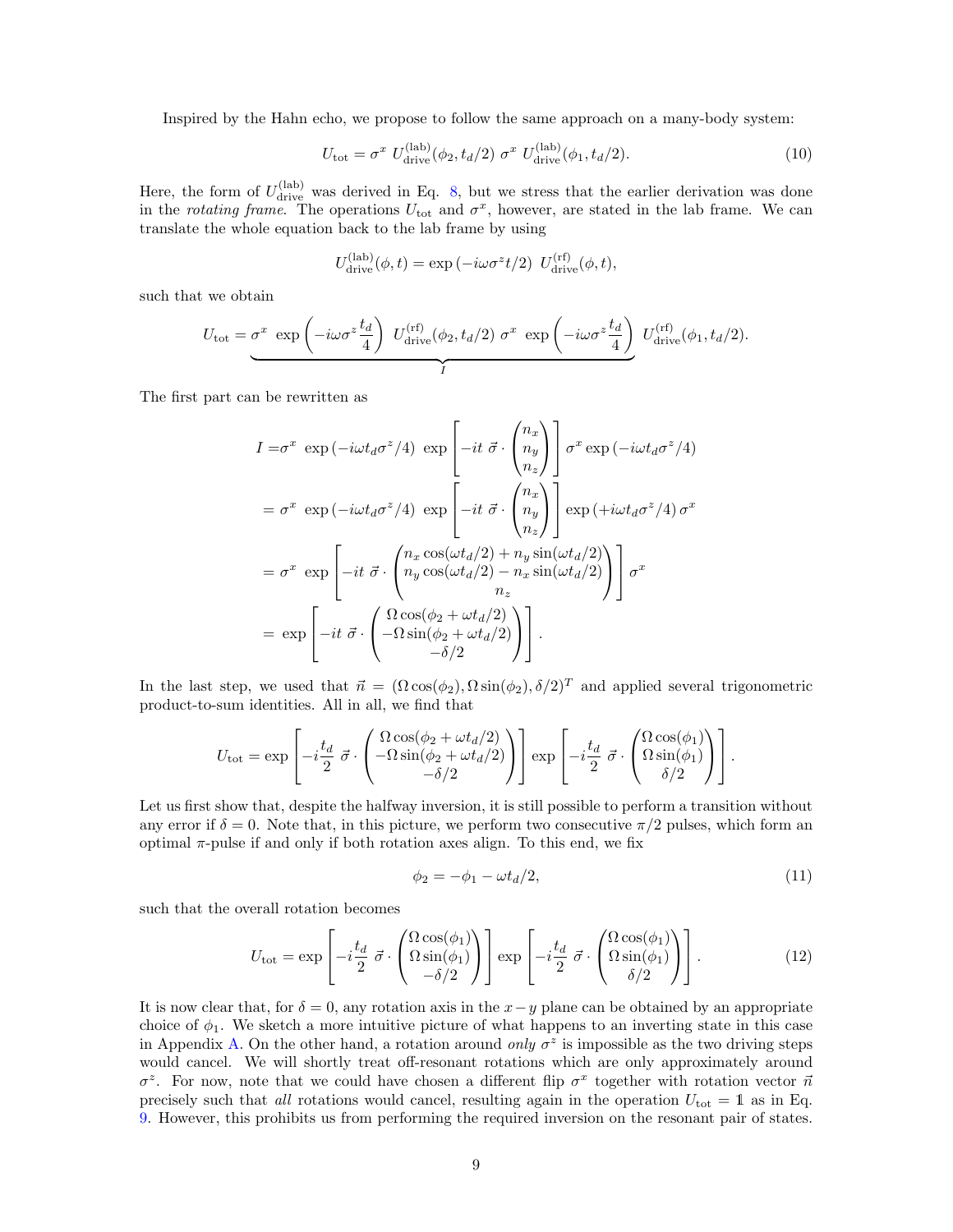Inspired by the Hahn echo, we propose to follow the same approach on a many-body system:

$$U_{\text{tot}} = \sigma^x \; U_{\text{drive}}^{(\text{lab})}(\phi_2, t_d/2) \; \sigma^x \; U_{\text{drive}}^{(\text{lab})}(\phi_1, t_d/2). \tag{10}$$

Here, the form of $U_{\text{drive}}^{(\text{lab})}$ was derived in Eq. 8, but we stress that the earlier derivation was done in the *rotating frame*. The operations $U_{\text{tot}}$ and $\sigma^x$, however, are stated in the lab frame. We can translate the whole equation back to the lab frame by using

$$U_{\text{drive}}^{(\text{lab})}(\phi, t) = \exp\left(-i\omega\sigma^z t/2\right) \; U_{\text{drive}}^{(\text{rf})}(\phi, t),$$

such that we obtain

$$U_{\text{tot}} = \underbrace{\sigma^x \; \exp\left(-i\omega\sigma^z \frac{t_d}{4}\right) \; U_{\text{drive}}^{(\text{rf})}(\phi_2, t_d/2) \; \sigma^x \; \exp\left(-i\omega\sigma^z \frac{t_d}{4}\right)}_{I} \; U_{\text{drive}}^{(\text{rf})}(\phi_1, t_d/2).$$

The first part can be rewritten as

$$\begin{aligned}
I =& \sigma^x \; \exp\left(-i\omega t_d \sigma^z/4\right) \; \exp\left[-it \; \vec{\sigma} \cdot \begin{pmatrix} n_x \\ n_y \\ n_z \end{pmatrix}\right] \sigma^x \exp\left(-i\omega t_d \sigma^z/4\right) \\
=& \; \sigma^x \; \exp\left(-i\omega t_d \sigma^z/4\right) \; \exp\left[-it \; \vec{\sigma} \cdot \begin{pmatrix} n_x \\ n_y \\ n_z \end{pmatrix}\right] \exp\left(+i\omega t_d \sigma^z/4\right) \sigma^x \\
=& \; \sigma^x \; \exp\left[-it \; \vec{\sigma} \cdot \begin{pmatrix} n_x \cos(\omega t_d/2) + n_y \sin(\omega t_d/2) \\ n_y \cos(\omega t_d/2) - n_x \sin(\omega t_d/2) \\ n_z \end{pmatrix}\right] \sigma^x \\
=& \; \exp\left[-it \; \vec{\sigma} \cdot \begin{pmatrix} \Omega\cos(\phi_2 + \omega t_d/2) \\ -\Omega\sin(\phi_2 + \omega t_d/2) \\ -\delta/2 \end{pmatrix}\right].
\end{aligned}$$

In the last step, we used that $\vec{n} = (\Omega\cos(\phi_2), \Omega\sin(\phi_2), \delta/2)^T$ and applied several trigonometric product-to-sum identities. All in all, we find that

$$U_{\text{tot}} = \exp\left[-i\frac{t_d}{2} \; \vec{\sigma} \cdot \begin{pmatrix} \Omega\cos(\phi_2 + \omega t_d/2) \\ -\Omega\sin(\phi_2 + \omega t_d/2) \\ -\delta/2 \end{pmatrix}\right] \exp\left[-i\frac{t_d}{2} \; \vec{\sigma} \cdot \begin{pmatrix} \Omega\cos(\phi_1) \\ \Omega\sin(\phi_1) \\ \delta/2 \end{pmatrix}\right].$$

Let us first show that, despite the halfway inversion, it is still possible to perform a transition without any error if $\delta = 0$. Note that, in this picture, we perform two consecutive $\pi/2$ pulses, which form an optimal $\pi$-pulse if and only if both rotation axes align. To this end, we fix

$$\phi_2 = -\phi_1 - \omega t_d/2, \tag{11}$$

such that the overall rotation becomes

$$U_{\text{tot}} = \exp\left[-i\frac{t_d}{2} \; \vec{\sigma} \cdot \begin{pmatrix} \Omega\cos(\phi_1) \\ \Omega\sin(\phi_1) \\ -\delta/2 \end{pmatrix}\right] \exp\left[-i\frac{t_d}{2} \; \vec{\sigma} \cdot \begin{pmatrix} \Omega\cos(\phi_1) \\ \Omega\sin(\phi_1) \\ \delta/2 \end{pmatrix}\right]. \tag{12}$$

It is now clear that, for $\delta = 0$, any rotation axis in the $x-y$ plane can be obtained by an appropriate choice of $\phi_1$. We sketch a more intuitive picture of what happens to an inverting state in this case in Appendix A. On the other hand, a rotation around *only* $\sigma^z$ is impossible as the two driving steps would cancel. We will shortly treat off-resonant rotations which are only approximately around $\sigma^z$. For now, note that we could have chosen a different flip $\sigma^x$ together with rotation vector $\vec{n}$ precisely such that *all* rotations would cancel, resulting again in the operation $U_{\text{tot}} = \mathbb{1}$ as in Eq. 9. However, this prohibits us from performing the required inversion on the resonant pair of states.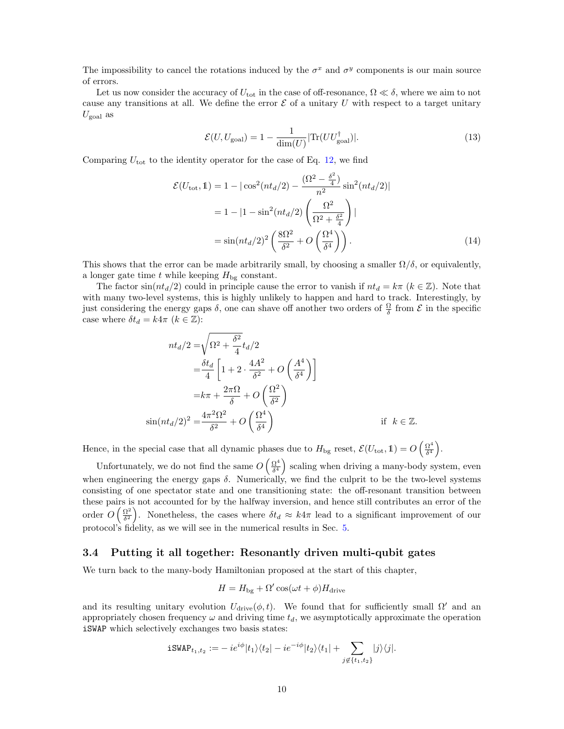The impossibility to cancel the rotations induced by the $\sigma^x$ and $\sigma^y$ components is our main source of errors.

Let us now consider the accuracy of $U_{\text{tot}}$ in the case of off-resonance, $\Omega \ll \delta$, where we aim to not cause any transitions at all. We define the error $\mathcal{E}$ of a unitary $U$ with respect to a target unitary $U_{\text{goal}}$ as

$$\mathcal{E}(U, U_{\text{goal}}) = 1 - \frac{1}{\dim(U)} |\text{Tr}(U U_{\text{goal}}^\dagger)|. \tag{13}$$

Comparing $U_{\text{tot}}$ to the identity operator for the case of Eq. 12, we find

$$\begin{aligned}
\mathcal{E}(U_{\text{tot}}, \mathbb{1}) &= 1 - |\cos^2(nt_d/2) - \frac{(\Omega^2 - \frac{\delta^2}{4})}{n^2} \sin^2(nt_d/2)| \\
&= 1 - |1 - \sin^2(nt_d/2) \left( \frac{\Omega^2}{\Omega^2 + \frac{\delta^2}{4}} \right)| \\
&= \sin(nt_d/2)^2 \left( \frac{8\Omega^2}{\delta^2} + O\left(\frac{\Omega^4}{\delta^4}\right) \right).
\end{aligned} \tag{14}$$

This shows that the error can be made arbitrarily small, by choosing a smaller $\Omega/\delta$, or equivalently, a longer gate time $t$ while keeping $H_{\text{bg}}$ constant.

The factor $\sin(nt_d/2)$ could in principle cause the error to vanish if $nt_d = k\pi$ ($k \in \mathbb{Z}$). Note that with many two-level systems, this is highly unlikely to happen and hard to track. Interestingly, by just considering the energy gaps $\delta$, one can shave off another two orders of $\frac{\Omega}{\delta}$ from $\mathcal{E}$ in the specific case where $\delta t_d = k4\pi$ ($k \in \mathbb{Z}$):

$$\begin{aligned}
nt_d/2 =& \sqrt{\Omega^2 + \frac{\delta^2}{4}} t_d/2 \\
=& \frac{\delta t_d}{4} \left[ 1 + 2 \cdot \frac{4A^2}{\delta^2} + O\left(\frac{A^4}{\delta^4}\right) \right] \\
=& k\pi + \frac{2\pi\Omega}{\delta} + O\left(\frac{\Omega^2}{\delta^2}\right) \\
\sin(nt_d/2)^2 =& \frac{4\pi^2\Omega^2}{\delta^2} + O\left(\frac{\Omega^4}{\delta^4}\right) \qquad \text{if } \; k \in \mathbb{Z}.
\end{aligned}$$

Hence, in the special case that all dynamic phases due to $H_{\text{bg}}$ reset, $\mathcal{E}(U_{\text{tot}}, \mathbb{1}) = O\left(\frac{\Omega^4}{\delta^4}\right)$.

Unfortunately, we do not find the same $O\left(\frac{\Omega^4}{\delta^4}\right)$ scaling when driving a many-body system, even when engineering the energy gaps $\delta$. Numerically, we find the culprit to be the two-level systems consisting of one spectator state and one transitioning state: the off-resonant transition between these pairs is not accounted for by the halfway inversion, and hence still contributes an error of the order $O\left(\frac{\Omega^2}{\delta^2}\right)$. Nonetheless, the cases where $\delta t_d \approx k4\pi$ lead to a significant improvement of our protocol's fidelity, as we will see in the numerical results in Sec. 5.

### 3.4 Putting it all together: Resonantly driven multi-qubit gates

We turn back to the many-body Hamiltonian proposed at the start of this chapter,

$$H = H_{\text{bg}} + \Omega' \cos(\omega t + \phi) H_{\text{drive}}$$

and its resulting unitary evolution $U_{\text{drive}}(\phi, t)$. We found that for sufficiently small $\Omega'$ and an appropriately chosen frequency $\omega$ and driving time $t_d$, we asymptotically approximate the operation `iSWAP` which selectively exchanges two basis states:

$$\texttt{iSWAP}_{t_1,t_2} := -ie^{i\phi}|t_1\rangle\langle t_2| - ie^{-i\phi}|t_2\rangle\langle t_1| + \sum_{j \notin \{t_1,t_2\}} |j\rangle\langle j|.$$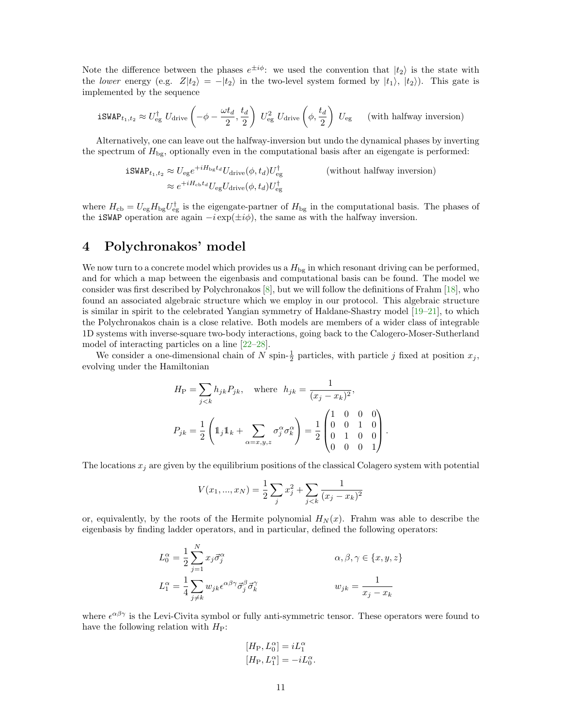Note the difference between the phases $e^{\pm i\phi}$: we used the convention that $|t_2\rangle$ is the state with the *lower* energy (e.g. $Z|t_2\rangle = -|t_2\rangle$ in the two-level system formed by $|t_1\rangle$, $|t_2\rangle$). This gate is implemented by the sequence

$$\texttt{iSWAP}_{t_1,t_2} \approx U_{\text{eg}}^\dagger \; U_{\text{drive}}\left(-\phi - \frac{\omega t_d}{2}, \frac{t_d}{2}\right) \; U_{\text{eg}}^2 \; U_{\text{drive}}\left(\phi, \frac{t_d}{2}\right) \; U_{\text{eg}} \qquad \text{(with halfway inversion)}$$

Alternatively, one can leave out the halfway-inversion but undo the dynamical phases by inverting the spectrum of $H_{\text{bg}}$, optionally even in the computational basis after an eigengate is performed:

$$\begin{aligned}
\texttt{iSWAP}_{t_1,t_2} &\approx U_{\text{eg}} e^{+iH_{\text{bg}}t_d} U_{\text{drive}}(\phi, t_d) U_{\text{eg}}^\dagger && \text{(without halfway inversion)} \\
&\approx e^{+iH_{\text{cb}}t_d} U_{\text{eg}} U_{\text{drive}}(\phi, t_d) U_{\text{eg}}^\dagger
\end{aligned}$$

where $H_{\text{cb}} = U_{\text{eg}} H_{\text{bg}} U_{\text{eg}}^\dagger$ is the eigengate-partner of $H_{\text{bg}}$ in the computational basis. The phases of the `iSWAP` operation are again $-i\exp(\pm i\phi)$, the same as with the halfway inversion.

# 4 Polychronakos' model

We now turn to a concrete model which provides us a $H_{\text{bg}}$ in which resonant driving can be performed, and for which a map between the eigenbasis and computational basis can be found. The model we consider was first described by Polychronakos [8], but we will follow the definitions of Frahm [18], who found an associated algebraic structure which we employ in our protocol. This algebraic structure is similar in spirit to the celebrated Yangian symmetry of Haldane-Shastry model [19–21], to which the Polychronakos chain is a close relative. Both models are members of a wider class of integrable 1D systems with inverse-square two-body interactions, going back to the Calogero-Moser-Sutherland model of interacting particles on a line [22–28].

We consider a one-dimensional chain of $N$ spin-$\frac{1}{2}$ particles, with particle $j$ fixed at position $x_j$, evolving under the Hamiltonian

$$H_{\text{P}} = \sum_{j<k} h_{jk} P_{jk}, \quad \text{where} \;\; h_{jk} = \frac{1}{(x_j - x_k)^2},$$

$$P_{jk} = \frac{1}{2}\left(\mathbb{1}_j \mathbb{1}_k + \sum_{\alpha=x,y,z} \sigma_j^\alpha \sigma_k^\alpha\right) = \frac{1}{2}\begin{pmatrix} 1 & 0 & 0 & 0 \\ 0 & 0 & 1 & 0 \\ 0 & 1 & 0 & 0 \\ 0 & 0 & 0 & 1 \end{pmatrix}.$$

The locations $x_j$ are given by the equilibrium positions of the classical Colagero system with potential

$$V(x_1, ..., x_N) = \frac{1}{2}\sum_j x_j^2 + \sum_{j<k} \frac{1}{(x_j - x_k)^2}$$

or, equivalently, by the roots of the Hermite polynomial $H_N(x)$. Frahm was able to describe the eigenbasis by finding ladder operators, and in particular, defined the following operators:

$$\begin{aligned}
L_0^\alpha &= \frac{1}{2}\sum_{j=1}^N x_j \vec{\sigma}_j^\alpha && \alpha, \beta, \gamma \in \{x, y, z\} \\
L_1^\alpha &= \frac{1}{4}\sum_{j \neq k} w_{jk} \epsilon^{\alpha\beta\gamma} \vec{\sigma}_j^\beta \vec{\sigma}_k^\gamma && w_{jk} = \frac{1}{x_j - x_k}
\end{aligned}$$

where $\epsilon^{\alpha\beta\gamma}$ is the Levi-Civita symbol or fully anti-symmetric tensor. These operators were found to have the following relation with $H_{\text{P}}$:

$$\begin{aligned}
[H_{\text{P}}, L_0^\alpha] &= iL_1^\alpha \\
[H_{\text{P}}, L_1^\alpha] &= -iL_0^\alpha.
\end{aligned}$$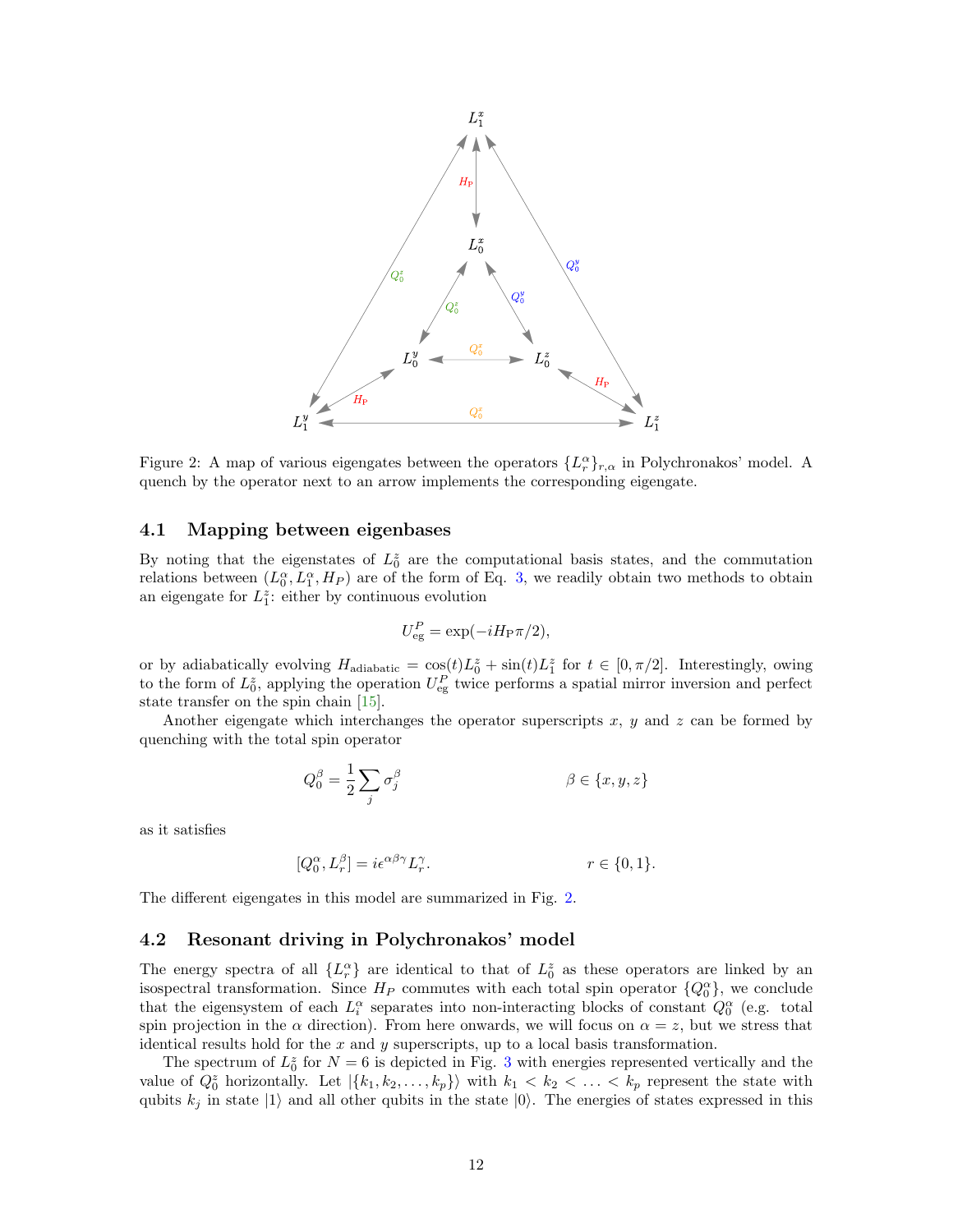Figure 2: A map of various eigengates between the operators $\{L_r^\alpha\}_{r,\alpha}$ in Polychronakos' model. A quench by the operator next to an arrow implements the corresponding eigengate.

### 4.1 Mapping between eigenbases

By noting that the eigenstates of $L_0^z$ are the computational basis states, and the commutation relations between $(L_0^\alpha, L_1^\alpha, H_P)$ are of the form of Eq. 3, we readily obtain two methods to obtain an eigengate for $L_1^z$: either by continuous evolution

$$U_{\text{eg}}^P = \exp(-iH_\text{P}\pi/2),$$

or by adiabatically evolving $H_{\text{adiabatic}} = \cos(t)L_0^z + \sin(t)L_1^z$ for $t \in [0, \pi/2]$. Interestingly, owing to the form of $L_0^z$, applying the operation $U_{\text{eg}}^P$ twice performs a spatial mirror inversion and perfect state transfer on the spin chain [15].

Another eigengate which interchanges the operator superscripts $x$, $y$ and $z$ can be formed by quenching with the total spin operator

$$Q_0^\beta = \frac{1}{2}\sum_j \sigma_j^\beta \qquad\qquad \beta \in \{x, y, z\}$$

as it satisfies

$$[Q_0^\alpha, L_r^\beta] = i\epsilon^{\alpha\beta\gamma} L_r^\gamma. \qquad\qquad r \in \{0, 1\}.$$

The different eigengates in this model are summarized in Fig. 2.

### 4.2 Resonant driving in Polychronakos' model

The energy spectra of all $\{L_r^\alpha\}$ are identical to that of $L_0^z$ as these operators are linked by an isospectral transformation. Since $H_P$ commutes with each total spin operator $\{Q_0^\alpha\}$, we conclude that the eigensystem of each $L_i^\alpha$ separates into non-interacting blocks of constant $Q_0^\alpha$ (e.g. total spin projection in the $\alpha$ direction). From here onwards, we will focus on $\alpha = z$, but we stress that identical results hold for the $x$ and $y$ superscripts, up to a local basis transformation.

The spectrum of $L_0^z$ for $N = 6$ is depicted in Fig. 3 with energies represented vertically and the value of $Q_0^z$ horizontally. Let $|\{k_1, k_2, \ldots, k_p\}\rangle$ with $k_1 < k_2 < \ldots < k_p$ represent the state with qubits $k_j$ in state $|1\rangle$ and all other qubits in the state $|0\rangle$. The energies of states expressed in this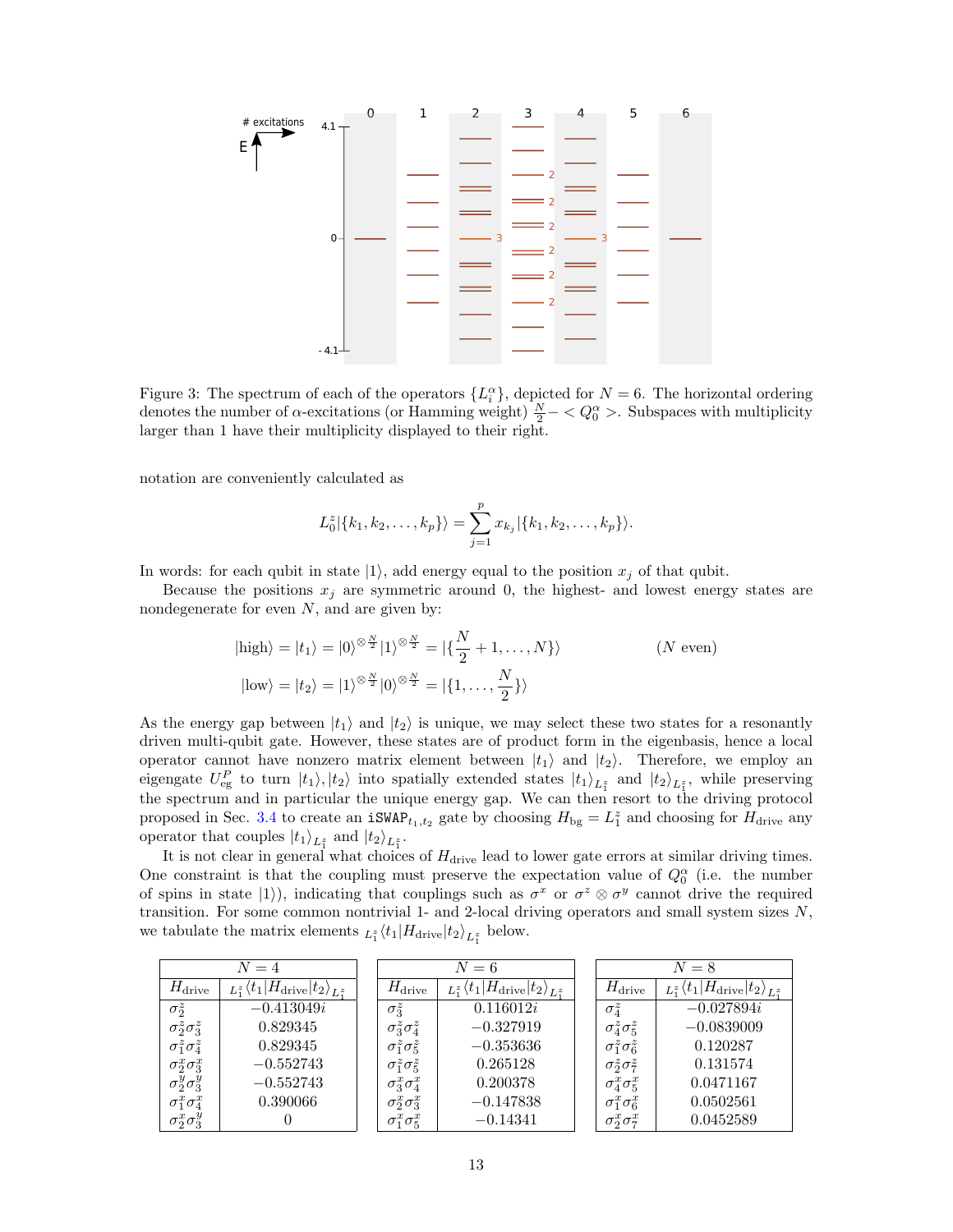Figure 3: The spectrum of each of the operators $\{L_i^\alpha\}$, depicted for $N = 6$. The horizontal ordering denotes the number of $\alpha$-excitations (or Hamming weight) $\frac{N}{2} - < Q_0^\alpha >$. Subspaces with multiplicity larger than 1 have their multiplicity displayed to their right.

notation are conveniently calculated as

$$L_0^z |\{k_1, k_2, \ldots, k_p\}\rangle = \sum_{j=1}^{p} x_{k_j} |\{k_1, k_2, \ldots, k_p\}\rangle.$$

In words: for each qubit in state $|1\rangle$, add energy equal to the position $x_j$ of that qubit.

Because the positions $x_j$ are symmetric around 0, the highest- and lowest energy states are nondegenerate for even $N$, and are given by:

$$|\text{high}\rangle = |t_1\rangle = |0\rangle^{\otimes \frac{N}{2}} |1\rangle^{\otimes \frac{N}{2}} = |\{\frac{N}{2}+1, \ldots, N\}\rangle \qquad (N \text{ even})$$

$$|\text{low}\rangle = |t_2\rangle = |1\rangle^{\otimes \frac{N}{2}} |0\rangle^{\otimes \frac{N}{2}} = |\{1, \ldots, \frac{N}{2}\}\rangle$$

As the energy gap between $|t_1\rangle$ and $|t_2\rangle$ is unique, we may select these two states for a resonantly driven multi-qubit gate. However, these states are of product form in the eigenbasis, hence a local operator cannot have nonzero matrix element between $|t_1\rangle$ and $|t_2\rangle$. Therefore, we employ an eigengate $U_{\text{eg}}^P$ to turn $|t_1\rangle, |t_2\rangle$ into spatially extended states $|t_1\rangle_{L_1^z}$ and $|t_2\rangle_{L_1^z}$, while preserving the spectrum and in particular the unique energy gap. We can then resort to the driving protocol proposed in Sec. 3.4 to create an $\texttt{iSWAP}_{t_1,t_2}$ gate by choosing $H_{\text{bg}} = L_1^z$ and choosing for $H_{\text{drive}}$ any operator that couples $|t_1\rangle_{L_1^z}$ and $|t_2\rangle_{L_1^z}$.

It is not clear in general what choices of $H_{\text{drive}}$ lead to lower gate errors at similar driving times. One constraint is that the coupling must preserve the expectation value of $Q_0^\alpha$ (i.e. the number of spins in state $|1\rangle$), indicating that couplings such as $\sigma^x$ or $\sigma^z \otimes \sigma^y$ cannot drive the required transition. For some common nontrivial 1- and 2-local driving operators and small system sizes $N$, we tabulate the matrix elements ${}_{L_1^z}\langle t_1 | H_{\text{drive}} | t_2 \rangle_{L_1^z}$ below.

| $N = 4$ | |
|---|---|
| $H_{\text{drive}}$ | ${}_{L_1^z}\langle t_1 \vert H_{\text{drive}} \vert t_2 \rangle_{L_1^z}$ |
| $\sigma_2^z$ | $-0.413049i$ |
| $\sigma_2^z \sigma_3^z$ | 0.829345 |
| $\sigma_1^z \sigma_4^z$ | 0.829345 |
| $\sigma_2^x \sigma_3^x$ | $-0.552743$ |
| $\sigma_2^y \sigma_3^y$ | $-0.552743$ |
| $\sigma_1^x \sigma_4^x$ | 0.390066 |
| $\sigma_2^x \sigma_3^y$ | 0 |

| $N = 6$ | |
|---|---|
| $H_{\text{drive}}$ | ${}_{L_1^z}\langle t_1 \vert H_{\text{drive}} \vert t_2 \rangle_{L_1^z}$ |
| $\sigma_3^z$ | $0.116012i$ |
| $\sigma_3^z \sigma_4^z$ | $-0.327919$ |
| $\sigma_1^z \sigma_5^z$ | $-0.353636$ |
| $\sigma_1^z \sigma_5^z$ | 0.265128 |
| $\sigma_3^x \sigma_4^x$ | 0.200378 |
| $\sigma_2^x \sigma_3^x$ | $-0.147838$ |
| $\sigma_1^x \sigma_5^x$ | $-0.14341$ |

| $N = 8$ | |
|---|---|
| $H_{\text{drive}}$ | ${}_{L_1^z}\langle t_1 \vert H_{\text{drive}} \vert t_2 \rangle_{L_1^z}$ |
| $\sigma_4^z$ | $-0.027894i$ |
| $\sigma_4^z \sigma_5^z$ | $-0.0839009$ |
| $\sigma_1^z \sigma_6^z$ | 0.120287 |
| $\sigma_2^z \sigma_7^z$ | 0.131574 |
| $\sigma_4^x \sigma_5^x$ | 0.0471167 |
| $\sigma_1^x \sigma_6^x$ | 0.0502561 |
| $\sigma_2^x \sigma_7^x$ | 0.0452589 |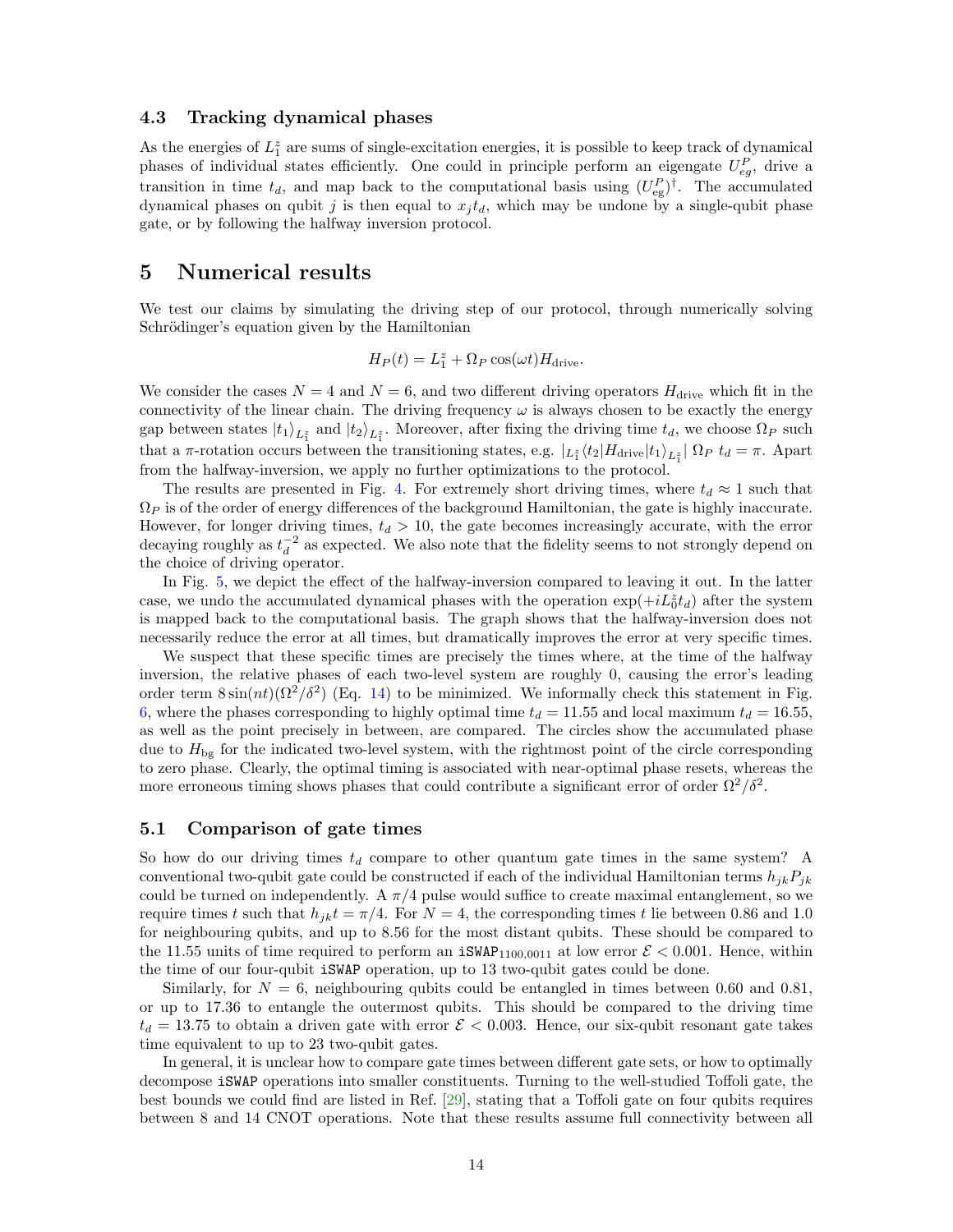### 4.3 Tracking dynamical phases

As the energies of $L_{\tilde{1}}^z$ are sums of single-excitation energies, it is possible to keep track of dynamical phases of individual states efficiently. One could in principle perform an eigengate $U_{eg}^P$, drive a transition in time $t_d$, and map back to the computational basis using $(U_{\text{eg}}^P)^\dagger$. The accumulated dynamical phases on qubit $j$ is then equal to $x_j t_d$, which may be undone by a single-qubit phase gate, or by following the halfway inversion protocol.

## 5 Numerical results

We test our claims by simulating the driving step of our protocol, through numerically solving Schrödinger's equation given by the Hamiltonian

$$H_P(t) = L_{\tilde{1}}^z + \Omega_P \cos(\omega t) H_{\text{drive}}.$$

We consider the cases $N = 4$ and $N = 6$, and two different driving operators $H_{\text{drive}}$ which fit in the connectivity of the linear chain. The driving frequency $\omega$ is always chosen to be exactly the energy gap between states $|t_1\rangle_{L_{\tilde{1}}^z}$ and $|t_2\rangle_{L_{\tilde{1}}^z}$. Moreover, after fixing the driving time $t_d$, we choose $\Omega_P$ such that a $\pi$-rotation occurs between the transitioning states, e.g. $|_{L_{\tilde{1}}^z}\langle t_2|H_{\text{drive}}|t_1\rangle_{L_{\tilde{1}}^z}|\ \Omega_P\ t_d = \pi$. Apart from the halfway-inversion, we apply no further optimizations to the protocol.

The results are presented in Fig. 4. For extremely short driving times, where $t_d \approx 1$ such that $\Omega_P$ is of the order of energy differences of the background Hamiltonian, the gate is highly inaccurate. However, for longer driving times, $t_d > 10$, the gate becomes increasingly accurate, with the error decaying roughly as $t_d^{-2}$ as expected. We also note that the fidelity seems to not strongly depend on the choice of driving operator.

In Fig. 5, we depict the effect of the halfway-inversion compared to leaving it out. In the latter case, we undo the accumulated dynamical phases with the operation $\exp(+iL_0^z t_d)$ after the system is mapped back to the computational basis. The graph shows that the halfway-inversion does not necessarily reduce the error at all times, but dramatically improves the error at very specific times.

We suspect that these specific times are precisely the times where, at the time of the halfway inversion, the relative phases of each two-level system are roughly 0, causing the error's leading order term $8\sin(nt)(\Omega^2/\delta^2)$ (Eq. 14) to be minimized. We informally check this statement in Fig. 6, where the phases corresponding to highly optimal time $t_d = 11.55$ and local maximum $t_d = 16.55$, as well as the point precisely in between, are compared. The circles show the accumulated phase due to $H_{\text{bg}}$ for the indicated two-level system, with the rightmost point of the circle corresponding to zero phase. Clearly, the optimal timing is associated with near-optimal phase resets, whereas the more erroneous timing shows phases that could contribute a significant error of order $\Omega^2/\delta^2$.

### 5.1 Comparison of gate times

So how do our driving times $t_d$ compare to other quantum gate times in the same system? A conventional two-qubit gate could be constructed if each of the individual Hamiltonian terms $h_{jk}P_{jk}$ could be turned on independently. A $\pi/4$ pulse would suffice to create maximal entanglement, so we require times $t$ such that $h_{jk}t = \pi/4$. For $N = 4$, the corresponding times $t$ lie between 0.86 and 1.0 for neighbouring qubits, and up to 8.56 for the most distant qubits. These should be compared to the 11.55 units of time required to perform an $\texttt{iSWAP}_{1100,0011}$ at low error $\mathcal{E} < 0.001$. Hence, within the time of our four-qubit `iSWAP` operation, up to 13 two-qubit gates could be done.

Similarly, for $N = 6$, neighbouring qubits could be entangled in times between 0.60 and 0.81, or up to 17.36 to entangle the outermost qubits. This should be compared to the driving time $t_d = 13.75$ to obtain a driven gate with error $\mathcal{E} < 0.003$. Hence, our six-qubit resonant gate takes time equivalent to up to 23 two-qubit gates.

In general, it is unclear how to compare gate times between different gate sets, or how to optimally decompose `iSWAP` operations into smaller constituents. Turning to the well-studied Toffoli gate, the best bounds we could find are listed in Ref. [29], stating that a Toffoli gate on four qubits requires between 8 and 14 CNOT operations. Note that these results assume full connectivity between all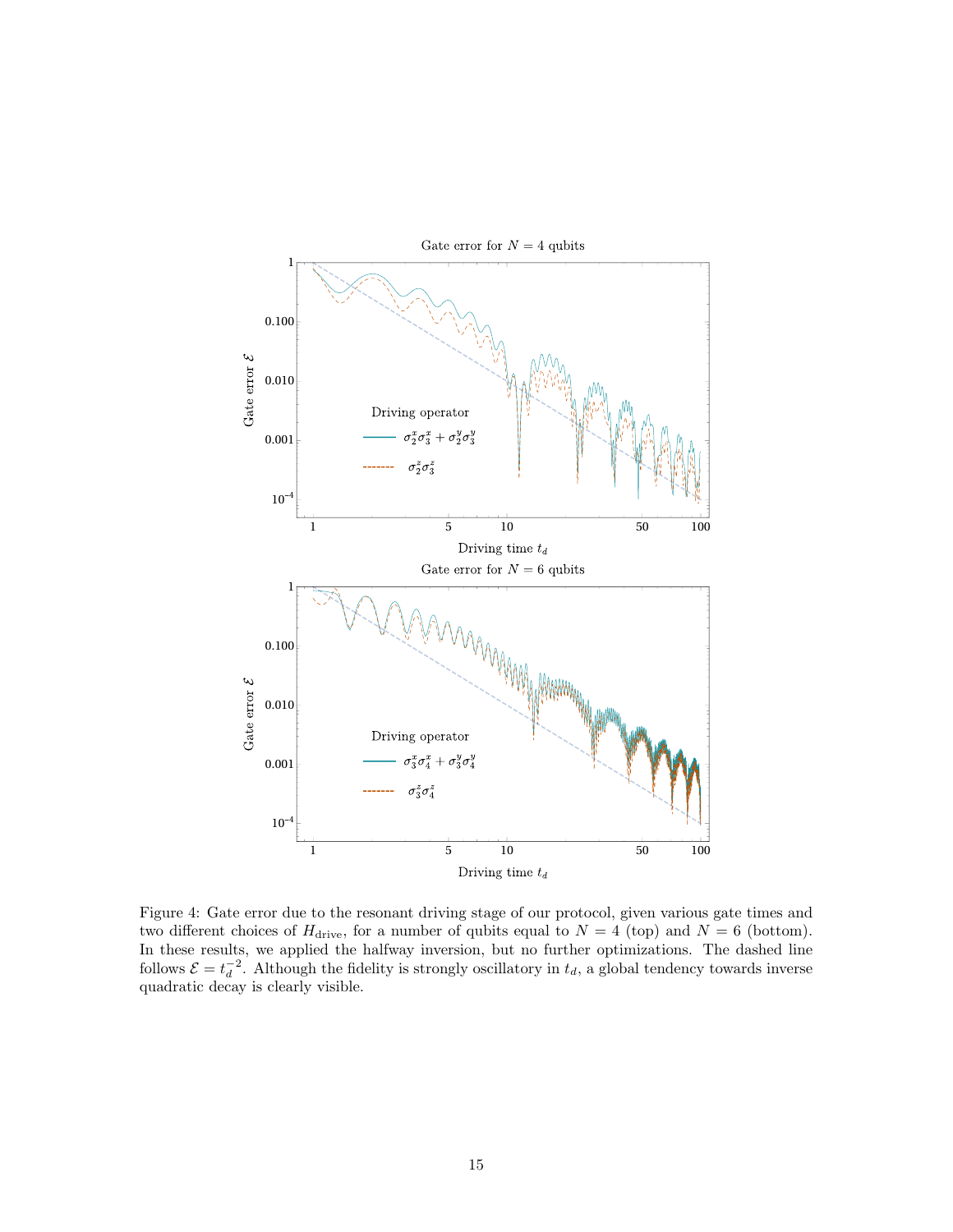Figure 4: Gate error due to the resonant driving stage of our protocol, given various gate times and two different choices of $H_{\text{drive}}$, for a number of qubits equal to $N = 4$ (top) and $N = 6$ (bottom). In these results, we applied the halfway inversion, but no further optimizations. The dashed line follows $\mathcal{E} = t_d^{-2}$. Although the fidelity is strongly oscillatory in $t_d$, a global tendency towards inverse quadratic decay is clearly visible.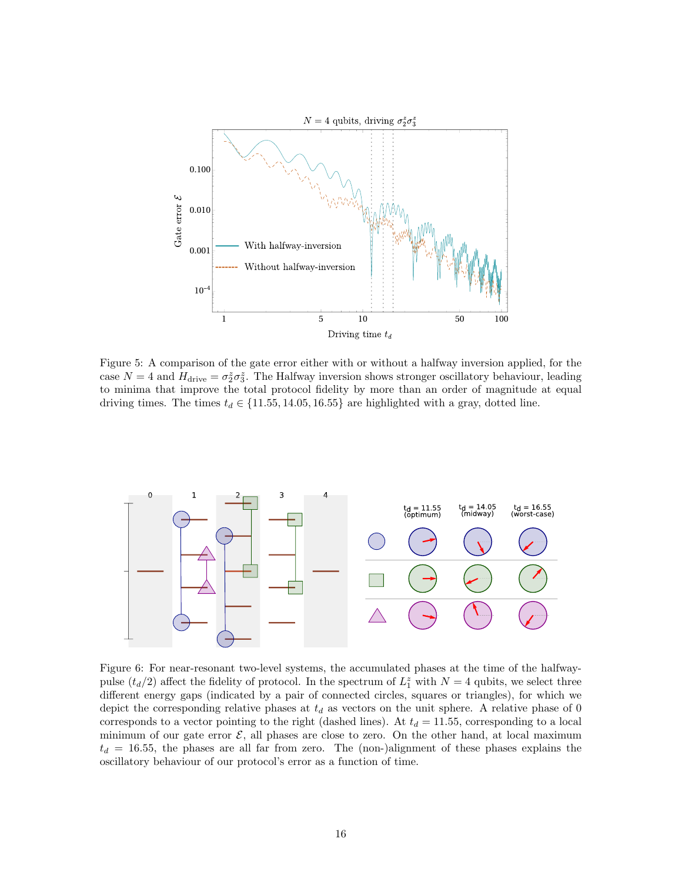Figure 5: A comparison of the gate error either with or without a halfway inversion applied, for the case $N = 4$ and $H_{\text{drive}} = \sigma_2^z \sigma_3^z$. The Halfway inversion shows stronger oscillatory behaviour, leading to minima that improve the total protocol fidelity by more than an order of magnitude at equal driving times. The times $t_d \in \{11.55, 14.05, 16.55\}$ are highlighted with a gray, dotted line.

Figure 6: For near-resonant two-level systems, the accumulated phases at the time of the halfway-pulse ($t_d/2$) affect the fidelity of protocol. In the spectrum of $L_1^z$ with $N = 4$ qubits, we select three different energy gaps (indicated by a pair of connected circles, squares or triangles), for which we depict the corresponding relative phases at $t_d$ as vectors on the unit sphere. A relative phase of 0 corresponds to a vector pointing to the right (dashed lines). At $t_d = 11.55$, corresponding to a local minimum of our gate error $\mathcal{E}$, all phases are close to zero. On the other hand, at local maximum $t_d = 16.55$, the phases are all far from zero. The (non-)alignment of these phases explains the oscillatory behaviour of our protocol's error as a function of time.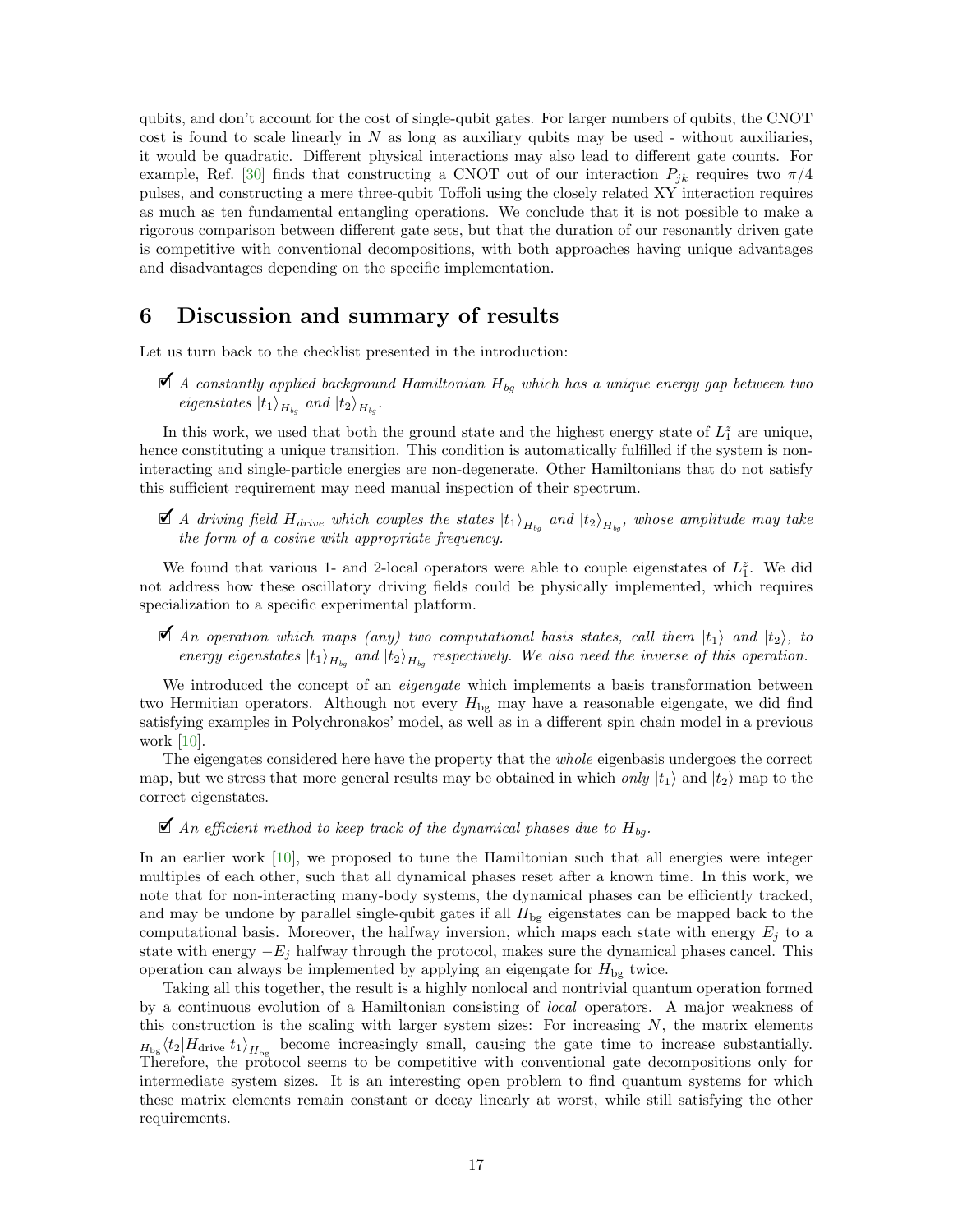qubits, and don't account for the cost of single-qubit gates. For larger numbers of qubits, the CNOT cost is found to scale linearly in $N$ as long as auxiliary qubits may be used - without auxiliaries, it would be quadratic. Different physical interactions may also lead to different gate counts. For example, Ref. [30] finds that constructing a CNOT out of our interaction $P_{jk}$ requires two $\pi/4$ pulses, and constructing a mere three-qubit Toffoli using the closely related XY interaction requires as much as ten fundamental entangling operations. We conclude that it is not possible to make a rigorous comparison between different gate sets, but that the duration of our resonantly driven gate is competitive with conventional decompositions, with both approaches having unique advantages and disadvantages depending on the specific implementation.

# 6 Discussion and summary of results

Let us turn back to the checklist presented in the introduction:

- ☑ *A constantly applied background Hamiltonian $H_{bg}$ which has a unique energy gap between two eigenstates $|t_1\rangle_{H_{bg}}$ and $|t_2\rangle_{H_{bg}}$.*

In this work, we used that both the ground state and the highest energy state of $L_1^z$ are unique, hence constituting a unique transition. This condition is automatically fulfilled if the system is non-interacting and single-particle energies are non-degenerate. Other Hamiltonians that do not satisfy this sufficient requirement may need manual inspection of their spectrum.

- ☑ *A driving field $H_{drive}$ which couples the states $|t_1\rangle_{H_{bg}}$ and $|t_2\rangle_{H_{bg}}$, whose amplitude may take the form of a cosine with appropriate frequency.*

We found that various 1- and 2-local operators were able to couple eigenstates of $L_1^z$. We did not address how these oscillatory driving fields could be physically implemented, which requires specialization to a specific experimental platform.

- ☑ *An operation which maps (any) two computational basis states, call them $|t_1\rangle$ and $|t_2\rangle$, to energy eigenstates $|t_1\rangle_{H_{bg}}$ and $|t_2\rangle_{H_{bg}}$ respectively. We also need the inverse of this operation.*

We introduced the concept of an *eigengate* which implements a basis transformation between two Hermitian operators. Although not every $H_{\text{bg}}$ may have a reasonable eigengate, we did find satisfying examples in Polychronakos' model, as well as in a different spin chain model in a previous work [10].

The eigengates considered here have the property that the *whole* eigenbasis undergoes the correct map, but we stress that more general results may be obtained in which *only* $|t_1\rangle$ and $|t_2\rangle$ map to the correct eigenstates.

- ☑ *An efficient method to keep track of the dynamical phases due to $H_{bg}$.*

In an earlier work [10], we proposed to tune the Hamiltonian such that all energies were integer multiples of each other, such that all dynamical phases reset after a known time. In this work, we note that for non-interacting many-body systems, the dynamical phases can be efficiently tracked, and may be undone by parallel single-qubit gates if all $H_{\text{bg}}$ eigenstates can be mapped back to the computational basis. Moreover, the halfway inversion, which maps each state with energy $E_j$ to a state with energy $-E_j$ halfway through the protocol, makes sure the dynamical phases cancel. This operation can always be implemented by applying an eigengate for $H_{\text{bg}}$ twice.

Taking all this together, the result is a highly nonlocal and nontrivial quantum operation formed by a continuous evolution of a Hamiltonian consisting of *local* operators. A major weakness of this construction is the scaling with larger system sizes: For increasing $N$, the matrix elements ${}_{H_{\text{bg}}}\langle t_2|H_{\text{drive}}|t_1\rangle_{H_{\text{bg}}}$ become increasingly small, causing the gate time to increase substantially. Therefore, the protocol seems to be competitive with conventional gate decompositions only for intermediate system sizes. It is an interesting open problem to find quantum systems for which these matrix elements remain constant or decay linearly at worst, while still satisfying the other requirements.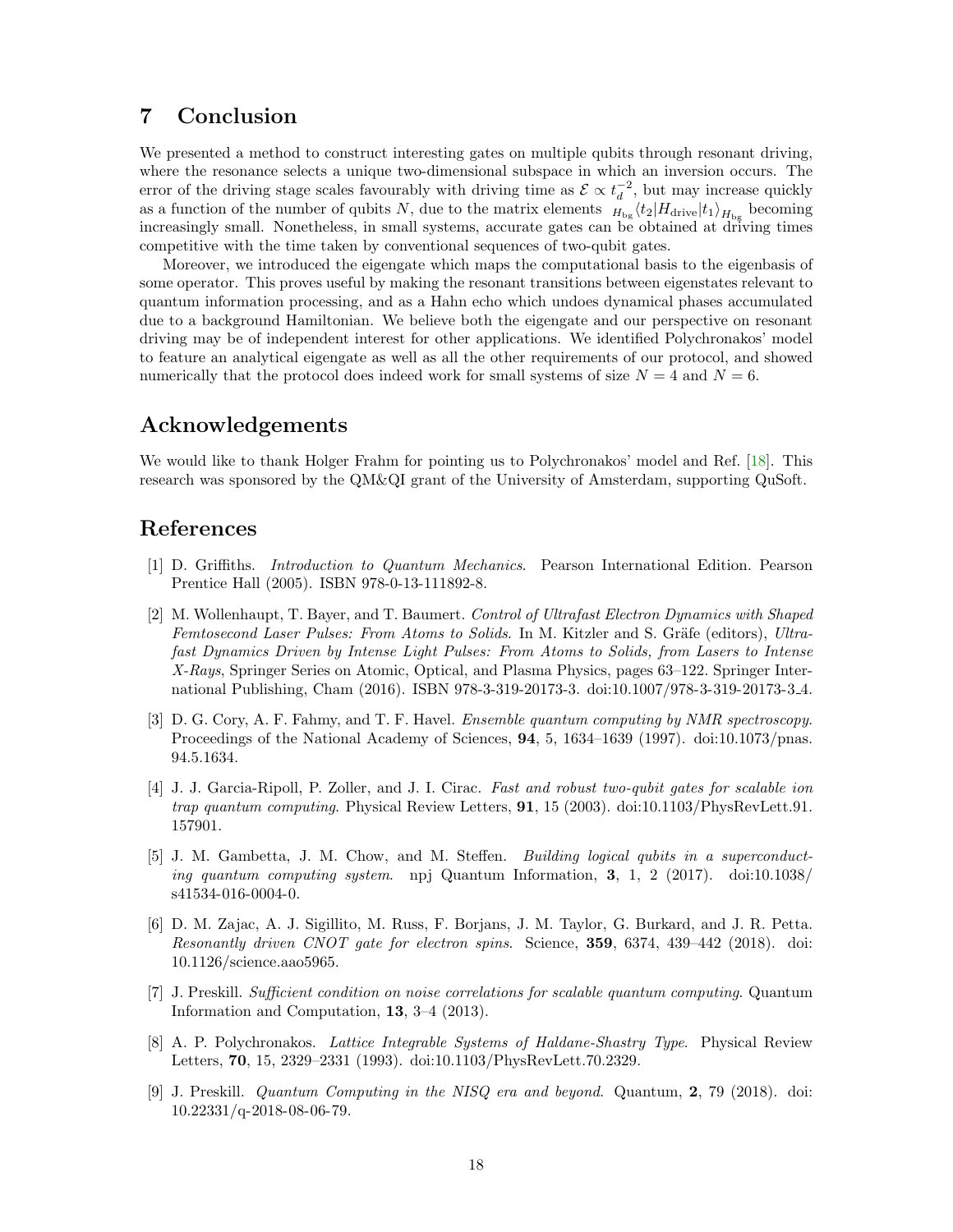## 7 Conclusion

We presented a method to construct interesting gates on multiple qubits through resonant driving, where the resonance selects a unique two-dimensional subspace in which an inversion occurs. The error of the driving stage scales favourably with driving time as $\mathcal{E} \propto t_d^{-2}$, but may increase quickly as a function of the number of qubits $N$, due to the matrix elements ${}_{H_{\text{bg}}}\langle t_2 | H_{\text{drive}} | t_1 \rangle_{H_{\text{bg}}}$ becoming increasingly small. Nonetheless, in small systems, accurate gates can be obtained at driving times competitive with the time taken by conventional sequences of two-qubit gates.

Moreover, we introduced the eigengate which maps the computational basis to the eigenbasis of some operator. This proves useful by making the resonant transitions between eigenstates relevant to quantum information processing, and as a Hahn echo which undoes dynamical phases accumulated due to a background Hamiltonian. We believe both the eigengate and our perspective on resonant driving may be of independent interest for other applications. We identified Polychronakos' model to feature an analytical eigengate as well as all the other requirements of our protocol, and showed numerically that the protocol does indeed work for small systems of size $N = 4$ and $N = 6$.

## Acknowledgements

We would like to thank Holger Frahm for pointing us to Polychronakos' model and Ref. [18]. This research was sponsored by the QM&QI grant of the University of Amsterdam, supporting QuSoft.

## References

[1] D. Griffiths. *Introduction to Quantum Mechanics*. Pearson International Edition. Pearson Prentice Hall (2005). ISBN 978-0-13-111892-8.

[2] M. Wollenhaupt, T. Bayer, and T. Baumert. *Control of Ultrafast Electron Dynamics with Shaped Femtosecond Laser Pulses: From Atoms to Solids*. In M. Kitzler and S. Gräfe (editors), *Ultrafast Dynamics Driven by Intense Light Pulses: From Atoms to Solids, from Lasers to Intense X-Rays*, Springer Series on Atomic, Optical, and Plasma Physics, pages 63–122. Springer International Publishing, Cham (2016). ISBN 978-3-319-20173-3. doi:10.1007/978-3-319-20173-3_4.

[3] D. G. Cory, A. F. Fahmy, and T. F. Havel. *Ensemble quantum computing by NMR spectroscopy*. Proceedings of the National Academy of Sciences, **94**, 5, 1634–1639 (1997). doi:10.1073/pnas.94.5.1634.

[4] J. J. Garcia-Ripoll, P. Zoller, and J. I. Cirac. *Fast and robust two-qubit gates for scalable ion trap quantum computing*. Physical Review Letters, **91**, 15 (2003). doi:10.1103/PhysRevLett.91.157901.

[5] J. M. Gambetta, J. M. Chow, and M. Steffen. *Building logical qubits in a superconducting quantum computing system*. npj Quantum Information, **3**, 1, 2 (2017). doi:10.1038/s41534-016-0004-0.

[6] D. M. Zajac, A. J. Sigillito, M. Russ, F. Borjans, J. M. Taylor, G. Burkard, and J. R. Petta. *Resonantly driven CNOT gate for electron spins*. Science, **359**, 6374, 439–442 (2018). doi:10.1126/science.aao5965.

[7] J. Preskill. *Sufficient condition on noise correlations for scalable quantum computing*. Quantum Information and Computation, **13**, 3–4 (2013).

[8] A. P. Polychronakos. *Lattice Integrable Systems of Haldane-Shastry Type*. Physical Review Letters, **70**, 15, 2329–2331 (1993). doi:10.1103/PhysRevLett.70.2329.

[9] J. Preskill. *Quantum Computing in the NISQ era and beyond*. Quantum, **2**, 79 (2018). doi:10.22331/q-2018-08-06-79.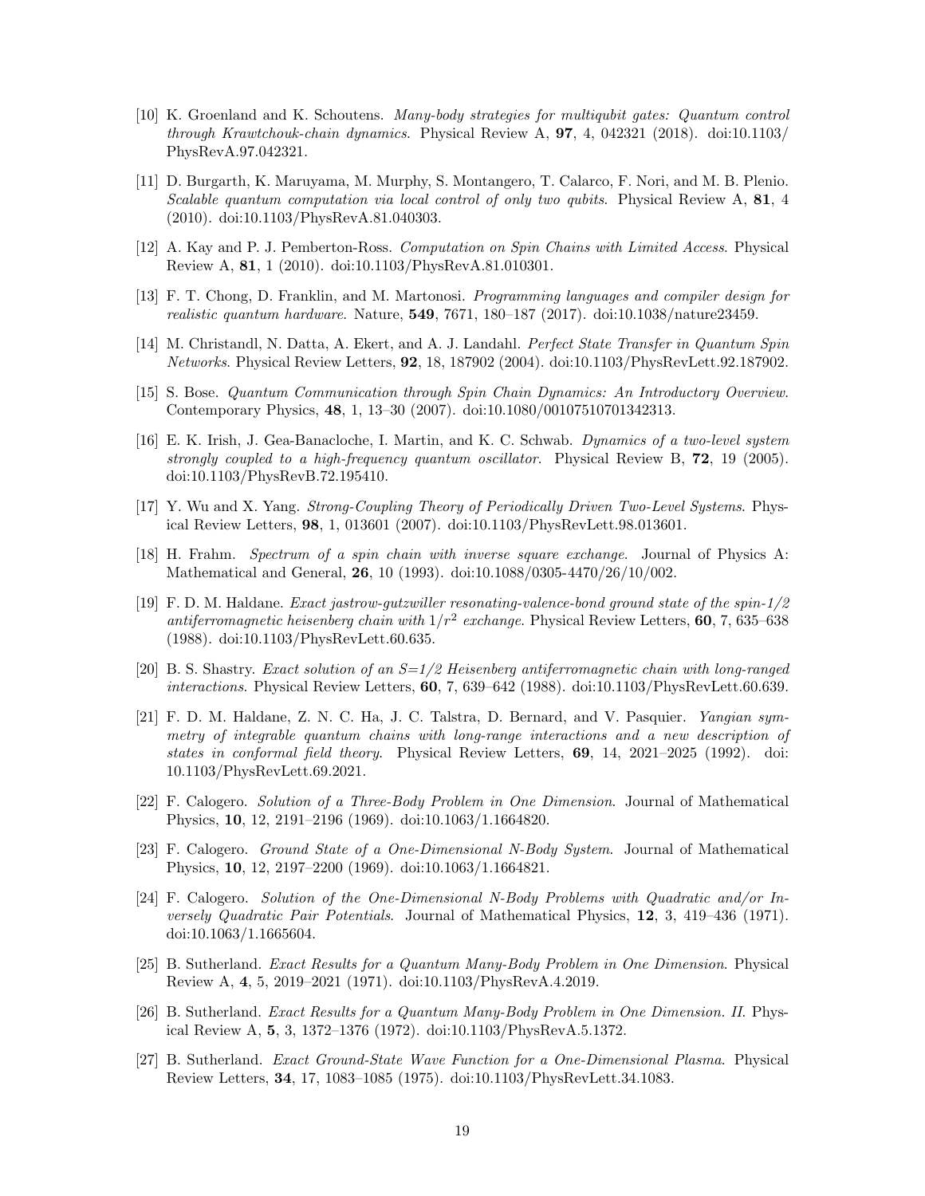[10] K. Groenland and K. Schoutens. *Many-body strategies for multiqubit gates: Quantum control through Krawtchouk-chain dynamics*. Physical Review A, **97**, 4, 042321 (2018). doi:10.1103/PhysRevA.97.042321.

[11] D. Burgarth, K. Maruyama, M. Murphy, S. Montangero, T. Calarco, F. Nori, and M. B. Plenio. *Scalable quantum computation via local control of only two qubits*. Physical Review A, **81**, 4 (2010). doi:10.1103/PhysRevA.81.040303.

[12] A. Kay and P. J. Pemberton-Ross. *Computation on Spin Chains with Limited Access*. Physical Review A, **81**, 1 (2010). doi:10.1103/PhysRevA.81.010301.

[13] F. T. Chong, D. Franklin, and M. Martonosi. *Programming languages and compiler design for realistic quantum hardware*. Nature, **549**, 7671, 180–187 (2017). doi:10.1038/nature23459.

[14] M. Christandl, N. Datta, A. Ekert, and A. J. Landahl. *Perfect State Transfer in Quantum Spin Networks*. Physical Review Letters, **92**, 18, 187902 (2004). doi:10.1103/PhysRevLett.92.187902.

[15] S. Bose. *Quantum Communication through Spin Chain Dynamics: An Introductory Overview*. Contemporary Physics, **48**, 1, 13–30 (2007). doi:10.1080/00107510701342313.

[16] E. K. Irish, J. Gea-Banacloche, I. Martin, and K. C. Schwab. *Dynamics of a two-level system strongly coupled to a high-frequency quantum oscillator*. Physical Review B, **72**, 19 (2005). doi:10.1103/PhysRevB.72.195410.

[17] Y. Wu and X. Yang. *Strong-Coupling Theory of Periodically Driven Two-Level Systems*. Physical Review Letters, **98**, 1, 013601 (2007). doi:10.1103/PhysRevLett.98.013601.

[18] H. Frahm. *Spectrum of a spin chain with inverse square exchange*. Journal of Physics A: Mathematical and General, **26**, 10 (1993). doi:10.1088/0305-4470/26/10/002.

[19] F. D. M. Haldane. *Exact jastrow-gutzwiller resonating-valence-bond ground state of the spin-1/2 antiferromagnetic heisenberg chain with $1/r^2$ exchange*. Physical Review Letters, **60**, 7, 635–638 (1988). doi:10.1103/PhysRevLett.60.635.

[20] B. S. Shastry. *Exact solution of an S=1/2 Heisenberg antiferromagnetic chain with long-ranged interactions*. Physical Review Letters, **60**, 7, 639–642 (1988). doi:10.1103/PhysRevLett.60.639.

[21] F. D. M. Haldane, Z. N. C. Ha, J. C. Talstra, D. Bernard, and V. Pasquier. *Yangian symmetry of integrable quantum chains with long-range interactions and a new description of states in conformal field theory*. Physical Review Letters, **69**, 14, 2021–2025 (1992). doi:10.1103/PhysRevLett.69.2021.

[22] F. Calogero. *Solution of a Three-Body Problem in One Dimension*. Journal of Mathematical Physics, **10**, 12, 2191–2196 (1969). doi:10.1063/1.1664820.

[23] F. Calogero. *Ground State of a One-Dimensional N-Body System*. Journal of Mathematical Physics, **10**, 12, 2197–2200 (1969). doi:10.1063/1.1664821.

[24] F. Calogero. *Solution of the One-Dimensional N-Body Problems with Quadratic and/or Inversely Quadratic Pair Potentials*. Journal of Mathematical Physics, **12**, 3, 419–436 (1971). doi:10.1063/1.1665604.

[25] B. Sutherland. *Exact Results for a Quantum Many-Body Problem in One Dimension*. Physical Review A, **4**, 5, 2019–2021 (1971). doi:10.1103/PhysRevA.4.2019.

[26] B. Sutherland. *Exact Results for a Quantum Many-Body Problem in One Dimension. II*. Physical Review A, **5**, 3, 1372–1376 (1972). doi:10.1103/PhysRevA.5.1372.

[27] B. Sutherland. *Exact Ground-State Wave Function for a One-Dimensional Plasma*. Physical Review Letters, **34**, 17, 1083–1085 (1975). doi:10.1103/PhysRevLett.34.1083.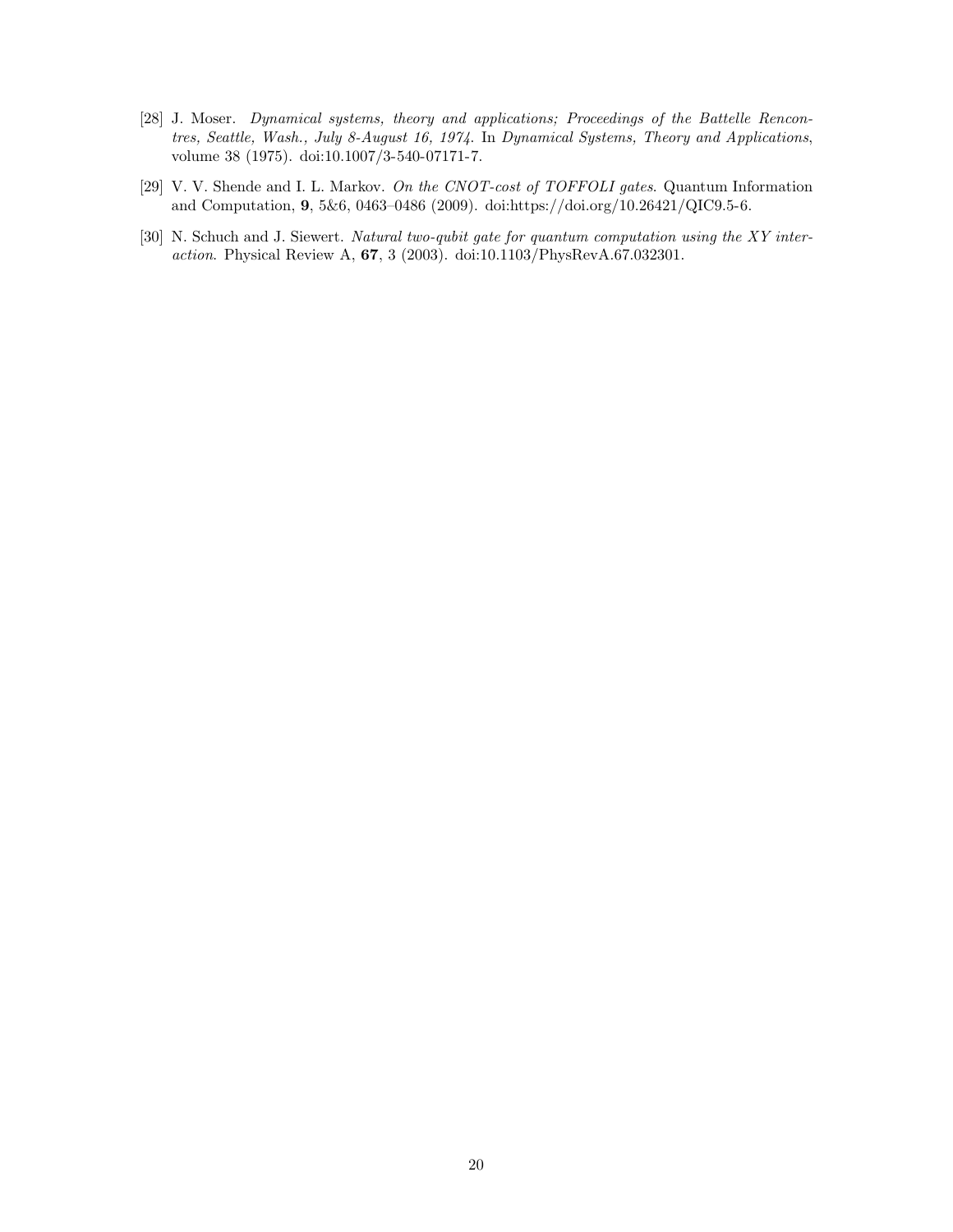[28] J. Moser. *Dynamical systems, theory and applications; Proceedings of the Battelle Rencontres, Seattle, Wash., July 8-August 16, 1974*. In *Dynamical Systems, Theory and Applications*, volume 38 (1975). doi:10.1007/3-540-07171-7.

[29] V. V. Shende and I. L. Markov. *On the CNOT-cost of TOFFOLI gates*. Quantum Information and Computation, **9**, 5&6, 0463–0486 (2009). doi:https://doi.org/10.26421/QIC9.5-6.

[30] N. Schuch and J. Siewert. *Natural two-qubit gate for quantum computation using the XY interaction*. Physical Review A, **67**, 3 (2003). doi:10.1103/PhysRevA.67.032301.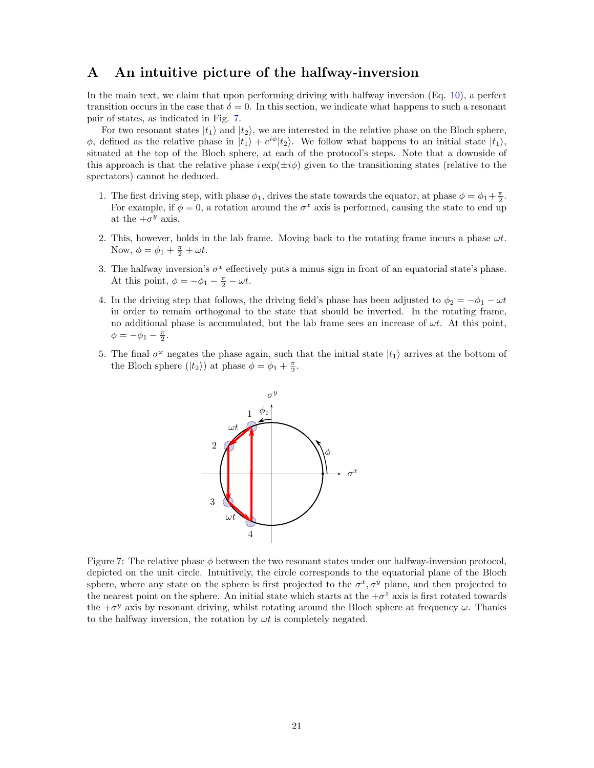# A An intuitive picture of the halfway-inversion

In the main text, we claim that upon performing driving with halfway inversion (Eq. 10), a perfect transition occurs in the case that $\delta = 0$. In this section, we indicate what happens to such a resonant pair of states, as indicated in Fig. 7.

For two resonant states $|t_1\rangle$ and $|t_2\rangle$, we are interested in the relative phase on the Bloch sphere, $\phi$, defined as the relative phase in $|t_1\rangle + e^{i\phi}|t_2\rangle$. We follow what happens to an initial state $|t_1\rangle$, situated at the top of the Bloch sphere, at each of the protocol's steps. Note that a downside of this approach is that the relative phase $i\exp(\pm i\phi)$ given to the transitioning states (relative to the spectators) cannot be deduced.

1. The first driving step, with phase $\phi_1$, drives the state towards the equator, at phase $\phi = \phi_1 + \frac{\pi}{2}$. For example, if $\phi = 0$, a rotation around the $\sigma^x$ axis is performed, causing the state to end up at the $+\sigma^y$ axis.
2. This, however, holds in the lab frame. Moving back to the rotating frame incurs a phase $\omega t$. Now, $\phi = \phi_1 + \frac{\pi}{2} + \omega t$.
3. The halfway inversion's $\sigma^x$ effectively puts a minus sign in front of an equatorial state's phase. At this point, $\phi = -\phi_1 - \frac{\pi}{2} - \omega t$.
4. In the driving step that follows, the driving field's phase has been adjusted to $\phi_2 = -\phi_1 - \omega t$ in order to remain orthogonal to the state that should be inverted. In the rotating frame, no additional phase is accumulated, but the lab frame sees an increase of $\omega t$. At this point, $\phi = -\phi_1 - \frac{\pi}{2}$.
5. The final $\sigma^x$ negates the phase again, such that the initial state $|t_1\rangle$ arrives at the bottom of the Bloch sphere ($|t_2\rangle$) at phase $\phi = \phi_1 + \frac{\pi}{2}$.

$\sigma^y$

$\sigma^x$

1 $\phi_1$

$\omega t$

2

$\phi$

3

$\omega t$

4

Figure 7: The relative phase $\phi$ between the two resonant states under our halfway-inversion protocol, depicted on the unit circle. Intuitively, the circle corresponds to the equatorial plane of the Bloch sphere, where any state on the sphere is first projected to the $\sigma^x, \sigma^y$ plane, and then projected to the nearest point on the sphere. An initial state which starts at the $+\sigma^z$ axis is first rotated towards the $+\sigma^y$ axis by resonant driving, whilst rotating around the Bloch sphere at frequency $\omega$. Thanks to the halfway inversion, the rotation by $\omega t$ is completely negated.